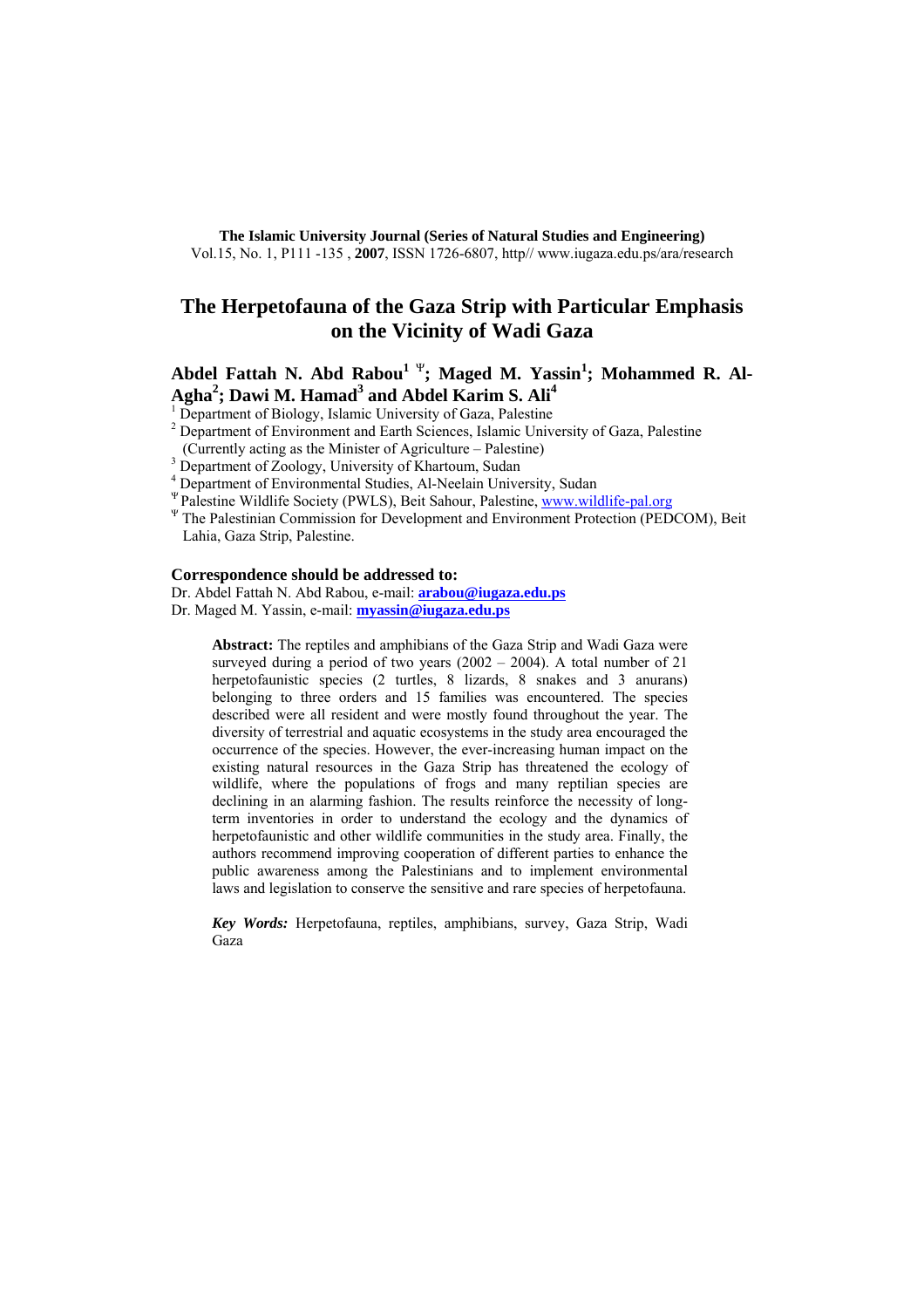**The Islamic University Journal (Series of Natural Studies and Engineering)**
Vol.15, No. 1, P111 -135 , **2007**, ISSN 1726-6807, http// www.iugaza.edu.ps/ara/research

# The Herpetofauna of the Gaza Strip with Particular Emphasis on the Vicinity of Wadi Gaza

**Abdel Fattah N. Abd Rabou[1 Ψ]; Maged M. Yassin[1]; Mohammed R. Al-Agha[2]; Dawi M. Hamad[3] and Abdel Karim S. Ali[4]**

[1] Department of Biology, Islamic University of Gaza, Palestine
[2] Department of Environment and Earth Sciences, Islamic University of Gaza, Palestine (Currently acting as the Minister of Agriculture – Palestine)
[3] Department of Zoology, University of Khartoum, Sudan
[4] Department of Environmental Studies, Al-Neelain University, Sudan
[Ψ] Palestine Wildlife Society (PWLS), Beit Sahour, Palestine, www.wildlife-pal.org
[Ψ] The Palestinian Commission for Development and Environment Protection (PEDCOM), Beit Lahia, Gaza Strip, Palestine.

**Correspondence should be addressed to:**
Dr. Abdel Fattah N. Abd Rabou, e-mail: **arabou@iugaza.edu.ps**
Dr. Maged M. Yassin, e-mail: **myassin@iugaza.edu.ps**

**Abstract:** The reptiles and amphibians of the Gaza Strip and Wadi Gaza were surveyed during a period of two years (2002 – 2004). A total number of 21 herpetofaunistic species (2 turtles, 8 lizards, 8 snakes and 3 anurans) belonging to three orders and 15 families was encountered. The species described were all resident and were mostly found throughout the year. The diversity of terrestrial and aquatic ecosystems in the study area encouraged the occurrence of the species. However, the ever-increasing human impact on the existing natural resources in the Gaza Strip has threatened the ecology of wildlife, where the populations of frogs and many reptilian species are declining in an alarming fashion. The results reinforce the necessity of long-term inventories in order to understand the ecology and the dynamics of herpetofaunistic and other wildlife communities in the study area. Finally, the authors recommend improving cooperation of different parties to enhance the public awareness among the Palestinians and to implement environmental laws and legislation to conserve the sensitive and rare species of herpetofauna.

***Key Words:*** Herpetofauna, reptiles, amphibians, survey, Gaza Strip, Wadi Gaza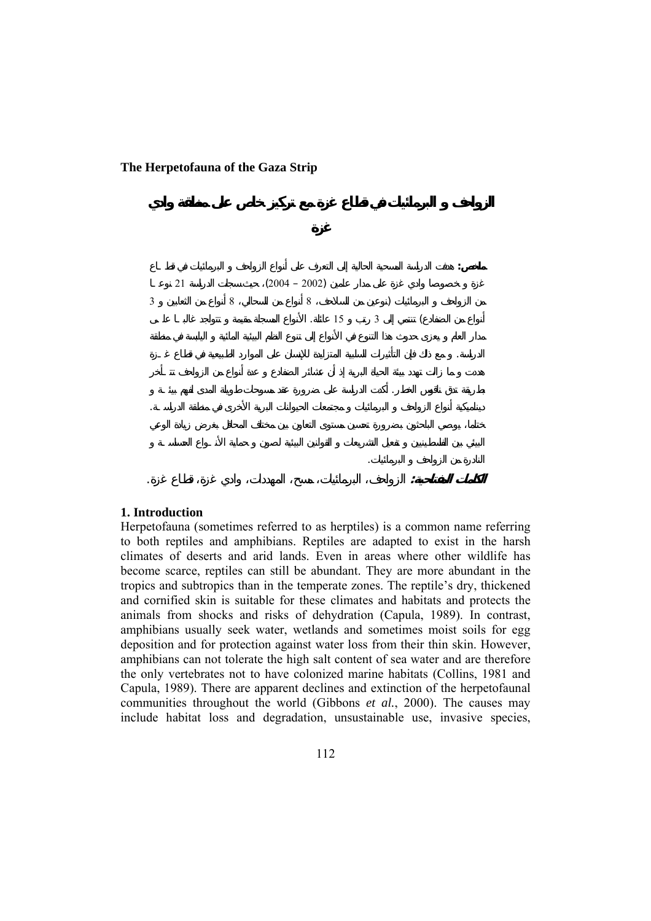**The Herpetofauna of the Gaza Strip**

# الزواحف و البرمائيات في قطاع غزة مع تركيز خاص على منطقة وادي غزة

**ملخص:** هدفت الدراسة المسحية الحالية إلى التعرف على أنواع الزواحف و البرمائيات في قطاع غزة و خصوصا وادي غزة على مدار عامين (2002 – 2004)، حيث سجلت الدراسة 21 نوعاً من الزواحف و البرمائيات (نوعين من السلاحف، 8 أنواع من السحالي، 8 أنواع من الثعابين و 3 أنواع من الضفادع) تنتمي إلى 3 رتب و 15 عائلة. الأنواع المسجلة مقيمة و تتواجد غالباً على مدار العام و يعزى حدوث هذا التنوع في الأنواع إلى تنوع النظم البيئية المائية و اليابسة في منطقة الدراسة. و مع ذلك فإن التأثيرات السلبية المتزايدة للإنسان على الموارد الطبيعية في قطاع غزة هددت و ما زالت تهدد بيئة الحياة البرية إذ أن عشائر الضفادع و عدة أنواع من الزواحف تتأخر بطريقة تدق ناقوس الخطر. أكدت الدراسة على ضرورة عقد مسوحات طويلة المدى لفهم بيئة و ديناميكية أنواع الزواحف و البرمائيات و مجتمعات الحيوانات البرية الأخرى في منطقة الدراسة. ختاما، يوصي الباحثون بضرورة تحسين مستوى التعاون بين مختلف المحافل بغرض زيادة الوعي البيئي بين الفلسطينيين و تفعيل التشريعات و القوانين البيئية لصون و حماية الأنواع المسالمة و النادرة من الزواحف و البرمائيات.

***الكلمات المفتاحية:*** الزواحف، البرمائيات، مسح، المهددات، وادي غزة، قطاع غزة.

## 1. Introduction

Herpetofauna (sometimes referred to as herptiles) is a common name referring to both reptiles and amphibians. Reptiles are adapted to exist in the harsh climates of deserts and arid lands. Even in areas where other wildlife has become scarce, reptiles can still be abundant. They are more abundant in the tropics and subtropics than in the temperate zones. The reptile's dry, thickened and cornified skin is suitable for these climates and habitats and protects the animals from shocks and risks of dehydration (Capula, 1989). In contrast, amphibians usually seek water, wetlands and sometimes moist soils for egg deposition and for protection against water loss from their thin skin. However, amphibians can not tolerate the high salt content of sea water and are therefore the only vertebrates not to have colonized marine habitats (Collins, 1981 and Capula, 1989). There are apparent declines and extinction of the herpetofaunal communities throughout the world (Gibbons *et al.*, 2000). The causes may include habitat loss and degradation, unsustainable use, invasive species,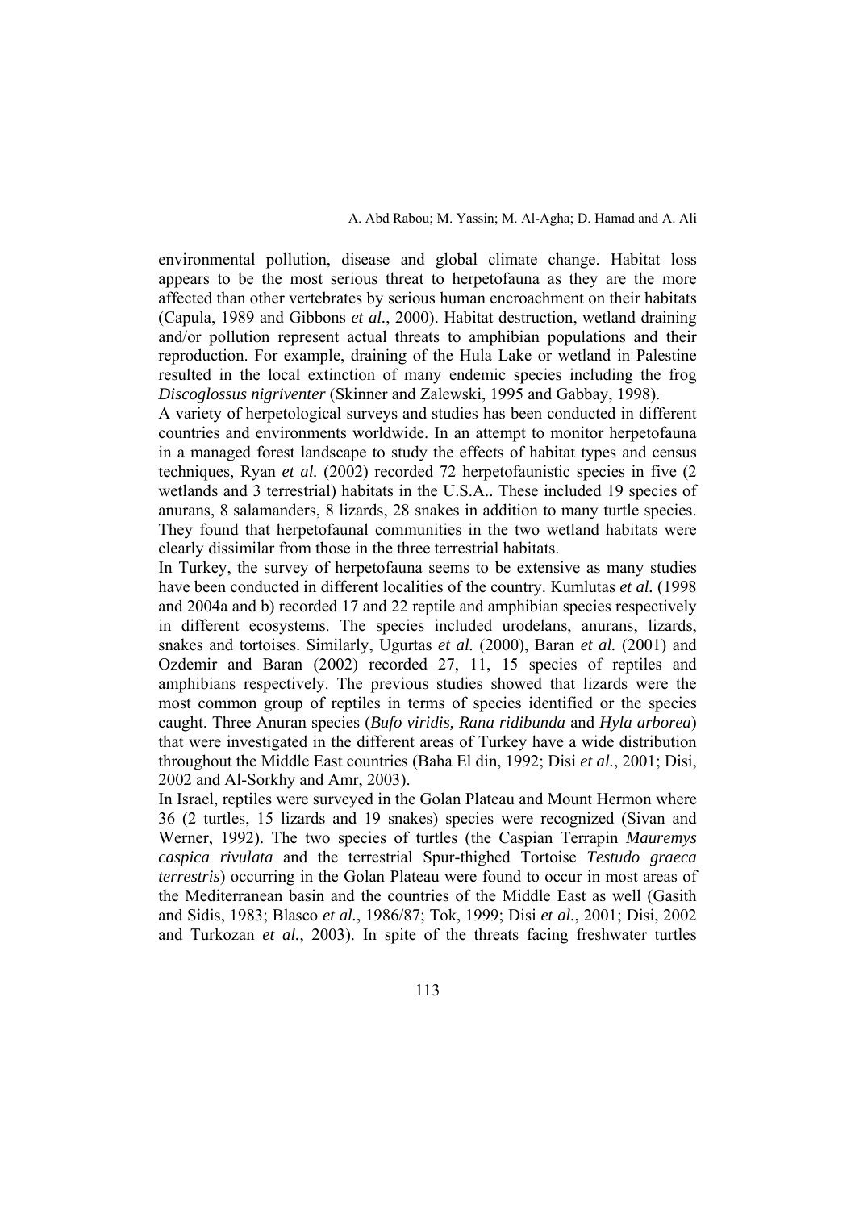environmental pollution, disease and global climate change. Habitat loss appears to be the most serious threat to herpetofauna as they are the more affected than other vertebrates by serious human encroachment on their habitats (Capula, 1989 and Gibbons *et al.*, 2000). Habitat destruction, wetland draining and/or pollution represent actual threats to amphibian populations and their reproduction. For example, draining of the Hula Lake or wetland in Palestine resulted in the local extinction of many endemic species including the frog *Discoglossus nigriventer* (Skinner and Zalewski, 1995 and Gabbay, 1998).

A variety of herpetological surveys and studies has been conducted in different countries and environments worldwide. In an attempt to monitor herpetofauna in a managed forest landscape to study the effects of habitat types and census techniques, Ryan *et al.* (2002) recorded 72 herpetofaunistic species in five (2 wetlands and 3 terrestrial) habitats in the U.S.A.. These included 19 species of anurans, 8 salamanders, 8 lizards, 28 snakes in addition to many turtle species. They found that herpetofaunal communities in the two wetland habitats were clearly dissimilar from those in the three terrestrial habitats.

In Turkey, the survey of herpetofauna seems to be extensive as many studies have been conducted in different localities of the country. Kumlutas *et al.* (1998 and 2004a and b) recorded 17 and 22 reptile and amphibian species respectively in different ecosystems. The species included urodelans, anurans, lizards, snakes and tortoises. Similarly, Ugurtas *et al.* (2000), Baran *et al.* (2001) and Ozdemir and Baran (2002) recorded 27, 11, 15 species of reptiles and amphibians respectively. The previous studies showed that lizards were the most common group of reptiles in terms of species identified or the species caught. Three Anuran species (*Bufo viridis, Rana ridibunda* and *Hyla arborea*) that were investigated in the different areas of Turkey have a wide distribution throughout the Middle East countries (Baha El din, 1992; Disi *et al.*, 2001; Disi, 2002 and Al-Sorkhy and Amr, 2003).

In Israel, reptiles were surveyed in the Golan Plateau and Mount Hermon where 36 (2 turtles, 15 lizards and 19 snakes) species were recognized (Sivan and Werner, 1992). The two species of turtles (the Caspian Terrapin *Mauremys caspica rivulata* and the terrestrial Spur-thighed Tortoise *Testudo graeca terrestris*) occurring in the Golan Plateau were found to occur in most areas of the Mediterranean basin and the countries of the Middle East as well (Gasith and Sidis, 1983; Blasco *et al.*, 1986/87; Tok, 1999; Disi *et al.*, 2001; Disi, 2002 and Turkozan *et al.*, 2003). In spite of the threats facing freshwater turtles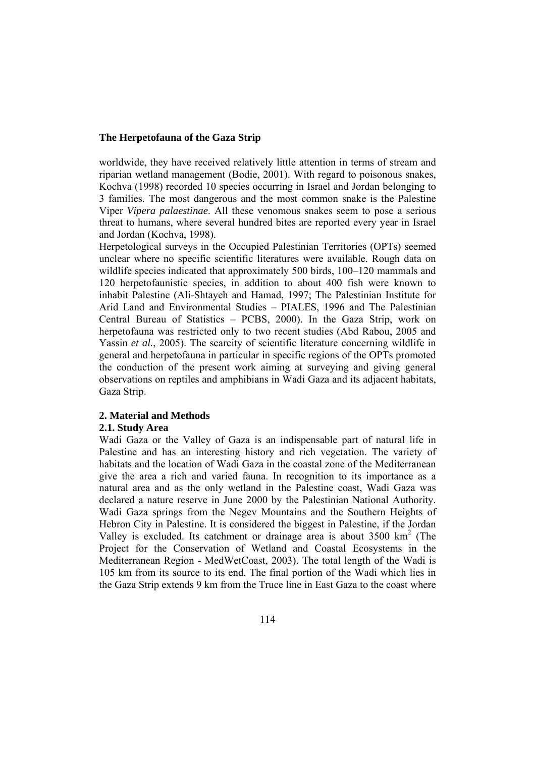worldwide, they have received relatively little attention in terms of stream and riparian wetland management (Bodie, 2001). With regard to poisonous snakes, Kochva (1998) recorded 10 species occurring in Israel and Jordan belonging to 3 families. The most dangerous and the most common snake is the Palestine Viper *Vipera palaestinae*. All these venomous snakes seem to pose a serious threat to humans, where several hundred bites are reported every year in Israel and Jordan (Kochva, 1998).

Herpetological surveys in the Occupied Palestinian Territories (OPTs) seemed unclear where no specific scientific literatures were available. Rough data on wildlife species indicated that approximately 500 birds, 100–120 mammals and 120 herpetofaunistic species, in addition to about 400 fish were known to inhabit Palestine (Ali-Shtayeh and Hamad, 1997; The Palestinian Institute for Arid Land and Environmental Studies – PIALES, 1996 and The Palestinian Central Bureau of Statistics – PCBS, 2000). In the Gaza Strip, work on herpetofauna was restricted only to two recent studies (Abd Rabou, 2005 and Yassin *et al.*, 2005). The scarcity of scientific literature concerning wildlife in general and herpetofauna in particular in specific regions of the OPTs promoted the conduction of the present work aiming at surveying and giving general observations on reptiles and amphibians in Wadi Gaza and its adjacent habitats, Gaza Strip.

## 2. Material and Methods

### 2.1. Study Area

Wadi Gaza or the Valley of Gaza is an indispensable part of natural life in Palestine and has an interesting history and rich vegetation. The variety of habitats and the location of Wadi Gaza in the coastal zone of the Mediterranean give the area a rich and varied fauna. In recognition to its importance as a natural area and as the only wetland in the Palestine coast, Wadi Gaza was declared a nature reserve in June 2000 by the Palestinian National Authority. Wadi Gaza springs from the Negev Mountains and the Southern Heights of Hebron City in Palestine. It is considered the biggest in Palestine, if the Jordan Valley is excluded. Its catchment or drainage area is about 3500 $km^2$ (The Project for the Conservation of Wetland and Coastal Ecosystems in the Mediterranean Region - MedWetCoast, 2003). The total length of the Wadi is 105 km from its source to its end. The final portion of the Wadi which lies in the Gaza Strip extends 9 km from the Truce line in East Gaza to the coast where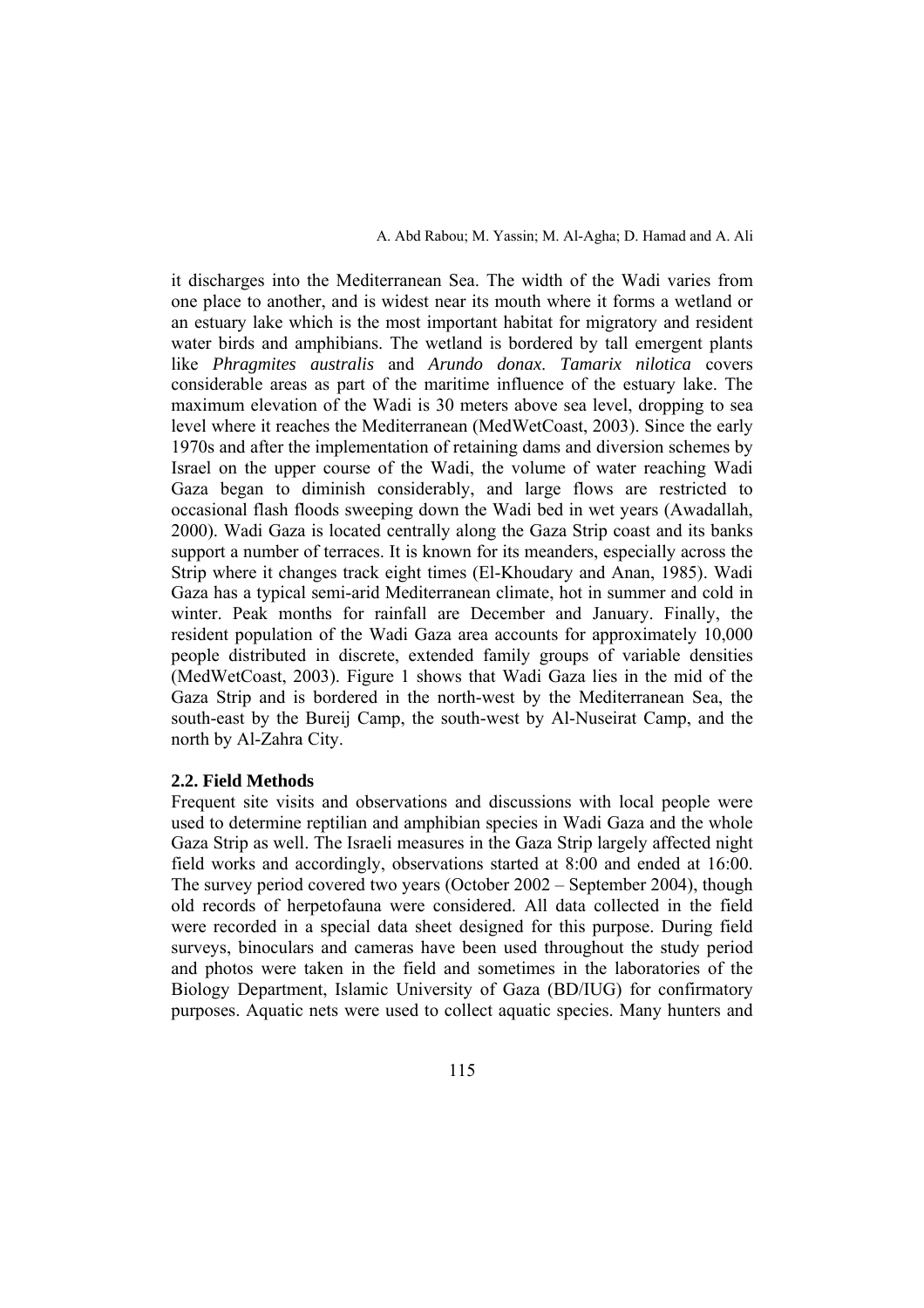it discharges into the Mediterranean Sea. The width of the Wadi varies from one place to another, and is widest near its mouth where it forms a wetland or an estuary lake which is the most important habitat for migratory and resident water birds and amphibians. The wetland is bordered by tall emergent plants like *Phragmites australis* and *Arundo donax*. *Tamarix nilotica* covers considerable areas as part of the maritime influence of the estuary lake. The maximum elevation of the Wadi is 30 meters above sea level, dropping to sea level where it reaches the Mediterranean (MedWetCoast, 2003). Since the early 1970s and after the implementation of retaining dams and diversion schemes by Israel on the upper course of the Wadi, the volume of water reaching Wadi Gaza began to diminish considerably, and large flows are restricted to occasional flash floods sweeping down the Wadi bed in wet years (Awadallah, 2000). Wadi Gaza is located centrally along the Gaza Strip coast and its banks support a number of terraces. It is known for its meanders, especially across the Strip where it changes track eight times (El-Khoudary and Anan, 1985). Wadi Gaza has a typical semi-arid Mediterranean climate, hot in summer and cold in winter. Peak months for rainfall are December and January. Finally, the resident population of the Wadi Gaza area accounts for approximately 10,000 people distributed in discrete, extended family groups of variable densities (MedWetCoast, 2003). Figure 1 shows that Wadi Gaza lies in the mid of the Gaza Strip and is bordered in the north-west by the Mediterranean Sea, the south-east by the Bureij Camp, the south-west by Al-Nuseirat Camp, and the north by Al-Zahra City.

### 2.2. Field Methods

Frequent site visits and observations and discussions with local people were used to determine reptilian and amphibian species in Wadi Gaza and the whole Gaza Strip as well. The Israeli measures in the Gaza Strip largely affected night field works and accordingly, observations started at 8:00 and ended at 16:00. The survey period covered two years (October 2002 – September 2004), though old records of herpetofauna were considered. All data collected in the field were recorded in a special data sheet designed for this purpose. During field surveys, binoculars and cameras have been used throughout the study period and photos were taken in the field and sometimes in the laboratories of the Biology Department, Islamic University of Gaza (BD/IUG) for confirmatory purposes. Aquatic nets were used to collect aquatic species. Many hunters and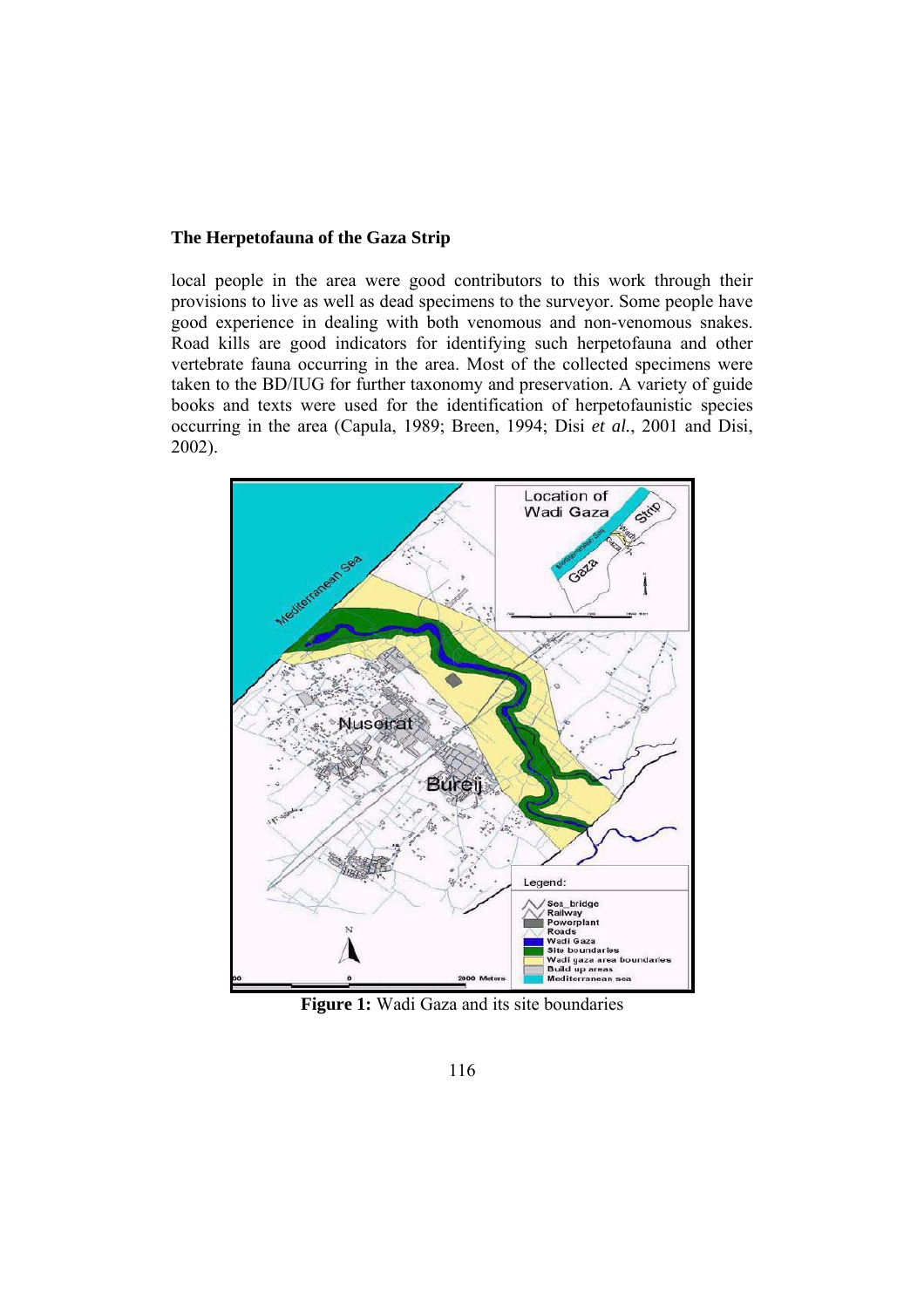local people in the area were good contributors to this work through their provisions to live as well as dead specimens to the surveyor. Some people have good experience in dealing with both venomous and non-venomous snakes. Road kills are good indicators for identifying such herpetofauna and other vertebrate fauna occurring in the area. Most of the collected specimens were taken to the BD/IUG for further taxonomy and preservation. A variety of guide books and texts were used for the identification of herpetofaunistic species occurring in the area (Capula, 1989; Breen, 1994; Disi *et al.*, 2001 and Disi, 2002).

**Figure 1:** Wadi Gaza and its site boundaries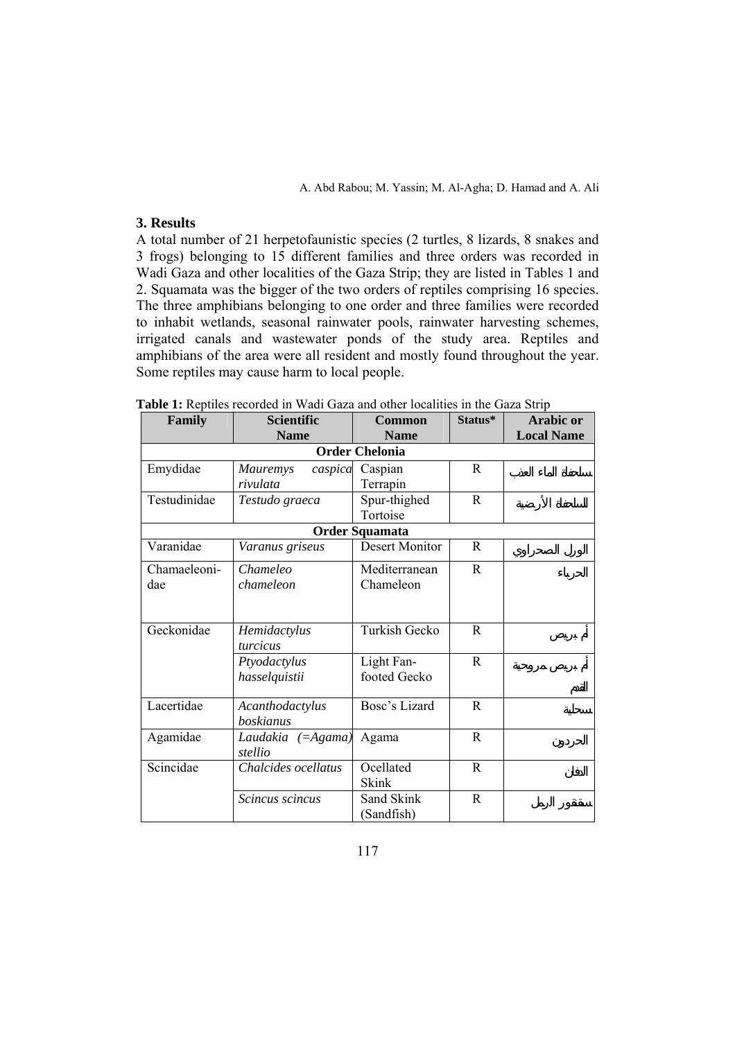## 3. Results

A total number of 21 herpetofaunistic species (2 turtles, 8 lizards, 8 snakes and 3 frogs) belonging to 15 different families and three orders was recorded in Wadi Gaza and other localities of the Gaza Strip; they are listed in Tables 1 and 2. Squamata was the bigger of the two orders of reptiles comprising 16 species. The three amphibians belonging to one order and three families were recorded to inhabit wetlands, seasonal rainwater pools, rainwater harvesting schemes, irrigated canals and wastewater ponds of the study area. Reptiles and amphibians of the area were all resident and mostly found throughout the year. Some reptiles may cause harm to local people.

**Table 1:** Reptiles recorded in Wadi Gaza and other localities in the Gaza Strip

| Family | Scientific Name | Common Name | Status* | Arabic or Local Name |
|---|---|---|---|---|
| **Order Chelonia** | | | | |
| Emydidae | *Mauremys caspica rivulata* | Caspian Terrapin | R | سلحفاة الماء العذب |
| Testudinidae | *Testudo graeca* | Spur-thighed Tortoise | R | السلحفاة الأرضية |
| **Order Squamata** | | | | |
| Varanidae | *Varanus griseus* | Desert Monitor | R | الورل الصحراوي |
| Chamaeleonidae | *Chameleo chameleon* | Mediterranean Chameleon | R | الحرباء |
| Geckonidae | *Hemidactylus turcicus* | Turkish Gecko | R | أم بريص |
| | *Ptyodactylus hasselquistii* | Light Fan-footed Gecko | R | أم بريص مروحية القدم |
| Lacertidae | *Acanthodactylus boskianus* | Bosc's Lizard | R | سحلية |
| Agamidae | *Laudakia (=Agama) stellio* | Agama | R | الحردون |
| Scincidae | *Chalcides ocellatus* | Ocellated Skink | R | الدفان |
| | *Scincus scincus* | Sand Skink (Sandfish) | R | سقنقور الرمل |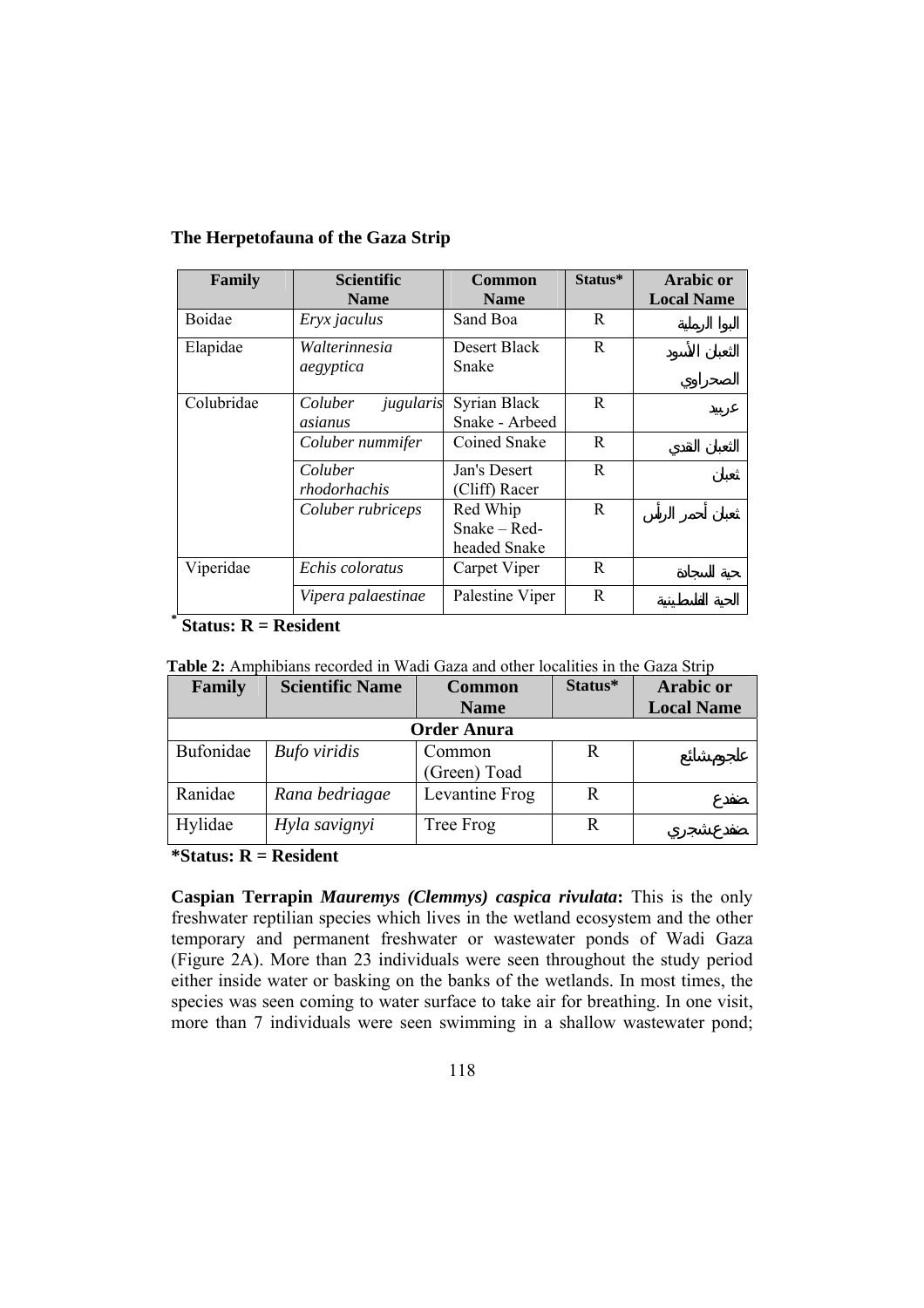**The Herpetofauna of the Gaza Strip**

| Family | Scientific Name | Common Name | Status* | Arabic or Local Name |
|---|---|---|---|---|
| Boidae | *Eryx jaculus* | Sand Boa | R | البوا الرملية |
| Elapidae | *Walterinnesia aegyptica* | Desert Black Snake | R | الثعبان الأسود الصحراوي |
| Colubridae | *Coluber jugularis asianus* | Syrian Black Snake - Arbeed | R | عربيد |
| | *Coluber nummifer* | Coined Snake | R | الثعبان النقدي |
| | *Coluber rhodorhachis* | Jan's Desert (Cliff) Racer | R | ثعبان |
| | *Coluber rubriceps* | Red Whip Snake – Red-headed Snake | R | ثعبان أحمر الرأس |
| Viperidae | *Echis coloratus* | Carpet Viper | R | حية السجادة |
| | *Vipera palaestinae* | Palestine Viper | R | الحية الفلسطينية |

**\* Status: R = Resident**

**Table 2:** Amphibians recorded in Wadi Gaza and other localities in the Gaza Strip

| Family | Scientific Name | Common Name | Status* | Arabic or Local Name |
|---|---|---|---|---|
| **Order Anura** | | | | |
| Bufonidae | *Bufo viridis* | Common (Green) Toad | R | علجوم شائع |
| Ranidae | *Rana bedriagae* | Levantine Frog | R | ضفدع |
| Hylidae | *Hyla savignyi* | Tree Frog | R | ضفدع شجري |

**\*Status: R = Resident**

**Caspian Terrapin *Mauremys (Clemmys) caspica rivulata*:** This is the only freshwater reptilian species which lives in the wetland ecosystem and the other temporary and permanent freshwater or wastewater ponds of Wadi Gaza (Figure 2A). More than 23 individuals were seen throughout the study period either inside water or basking on the banks of the wetlands. In most times, the species was seen coming to water surface to take air for breathing. In one visit, more than 7 individuals were seen swimming in a shallow wastewater pond;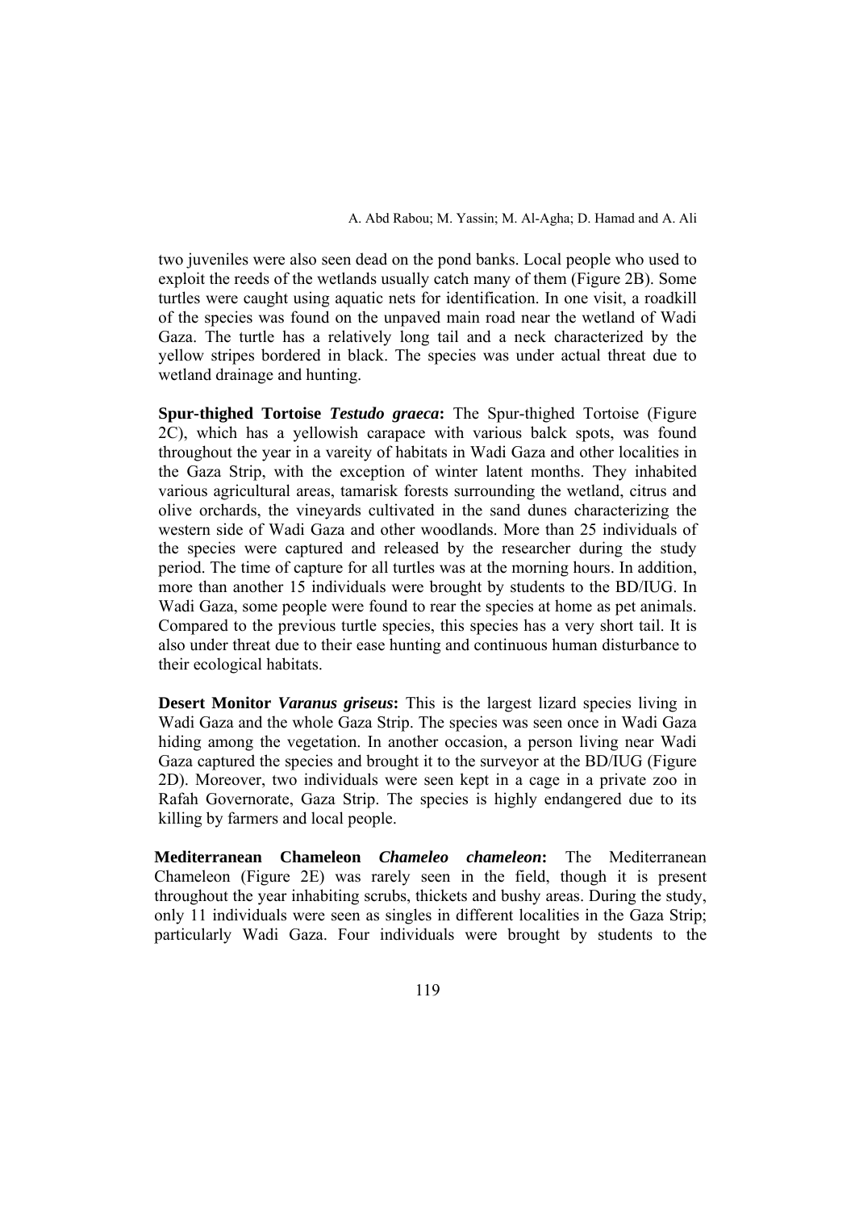two juveniles were also seen dead on the pond banks. Local people who used to exploit the reeds of the wetlands usually catch many of them (Figure 2B). Some turtles were caught using aquatic nets for identification. In one visit, a roadkill of the species was found on the unpaved main road near the wetland of Wadi Gaza. The turtle has a relatively long tail and a neck characterized by the yellow stripes bordered in black. The species was under actual threat due to wetland drainage and hunting.

**Spur-thighed Tortoise *Testudo graeca*:** The Spur-thighed Tortoise (Figure 2C), which has a yellowish carapace with various balck spots, was found throughout the year in a vareity of habitats in Wadi Gaza and other localities in the Gaza Strip, with the exception of winter latent months. They inhabited various agricultural areas, tamarisk forests surrounding the wetland, citrus and olive orchards, the vineyards cultivated in the sand dunes characterizing the western side of Wadi Gaza and other woodlands. More than 25 individuals of the species were captured and released by the researcher during the study period. The time of capture for all turtles was at the morning hours. In addition, more than another 15 individuals were brought by students to the BD/IUG. In Wadi Gaza, some people were found to rear the species at home as pet animals. Compared to the previous turtle species, this species has a very short tail. It is also under threat due to their ease hunting and continuous human disturbance to their ecological habitats.

**Desert Monitor *Varanus griseus*:** This is the largest lizard species living in Wadi Gaza and the whole Gaza Strip. The species was seen once in Wadi Gaza hiding among the vegetation. In another occasion, a person living near Wadi Gaza captured the species and brought it to the surveyor at the BD/IUG (Figure 2D). Moreover, two individuals were seen kept in a cage in a private zoo in Rafah Governorate, Gaza Strip. The species is highly endangered due to its killing by farmers and local people.

**Mediterranean Chameleon *Chameleo chameleon*:** The Mediterranean Chameleon (Figure 2E) was rarely seen in the field, though it is present throughout the year inhabiting scrubs, thickets and bushy areas. During the study, only 11 individuals were seen as singles in different localities in the Gaza Strip; particularly Wadi Gaza. Four individuals were brought by students to the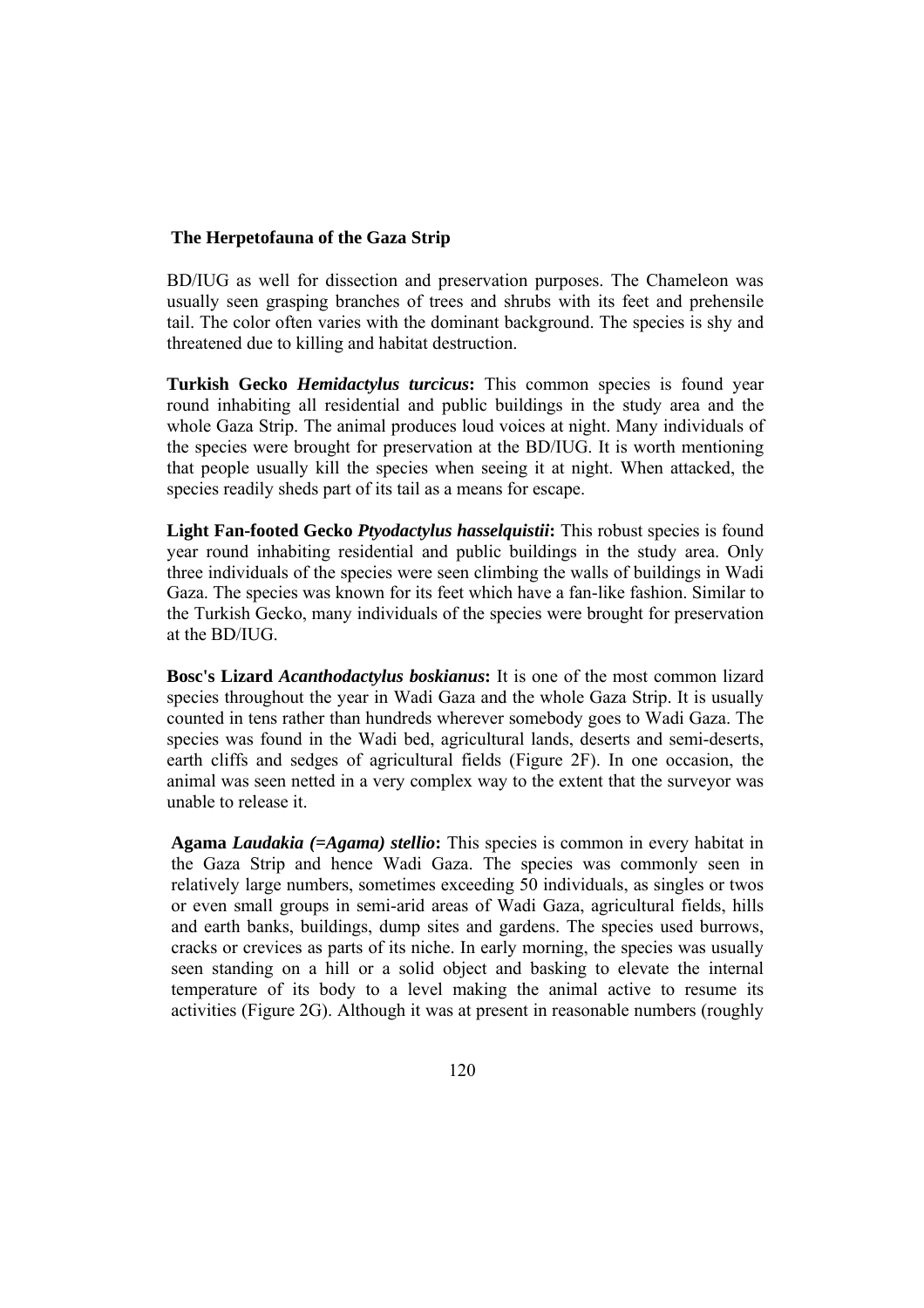BD/IUG as well for dissection and preservation purposes. The Chameleon was usually seen grasping branches of trees and shrubs with its feet and prehensile tail. The color often varies with the dominant background. The species is shy and threatened due to killing and habitat destruction.

**Turkish Gecko *Hemidactylus turcicus*:** This common species is found year round inhabiting all residential and public buildings in the study area and the whole Gaza Strip. The animal produces loud voices at night. Many individuals of the species were brought for preservation at the BD/IUG. It is worth mentioning that people usually kill the species when seeing it at night. When attacked, the species readily sheds part of its tail as a means for escape.

**Light Fan-footed Gecko *Ptyodactylus hasselquistii*:** This robust species is found year round inhabiting residential and public buildings in the study area. Only three individuals of the species were seen climbing the walls of buildings in Wadi Gaza. The species was known for its feet which have a fan-like fashion. Similar to the Turkish Gecko, many individuals of the species were brought for preservation at the BD/IUG.

**Bosc's Lizard *Acanthodactylus boskianus*:** It is one of the most common lizard species throughout the year in Wadi Gaza and the whole Gaza Strip. It is usually counted in tens rather than hundreds wherever somebody goes to Wadi Gaza. The species was found in the Wadi bed, agricultural lands, deserts and semi-deserts, earth cliffs and sedges of agricultural fields (Figure 2F). In one occasion, the animal was seen netted in a very complex way to the extent that the surveyor was unable to release it.

**Agama *Laudakia (=Agama) stellio*:** This species is common in every habitat in the Gaza Strip and hence Wadi Gaza. The species was commonly seen in relatively large numbers, sometimes exceeding 50 individuals, as singles or twos or even small groups in semi-arid areas of Wadi Gaza, agricultural fields, hills and earth banks, buildings, dump sites and gardens. The species used burrows, cracks or crevices as parts of its niche. In early morning, the species was usually seen standing on a hill or a solid object and basking to elevate the internal temperature of its body to a level making the animal active to resume its activities (Figure 2G). Although it was at present in reasonable numbers (roughly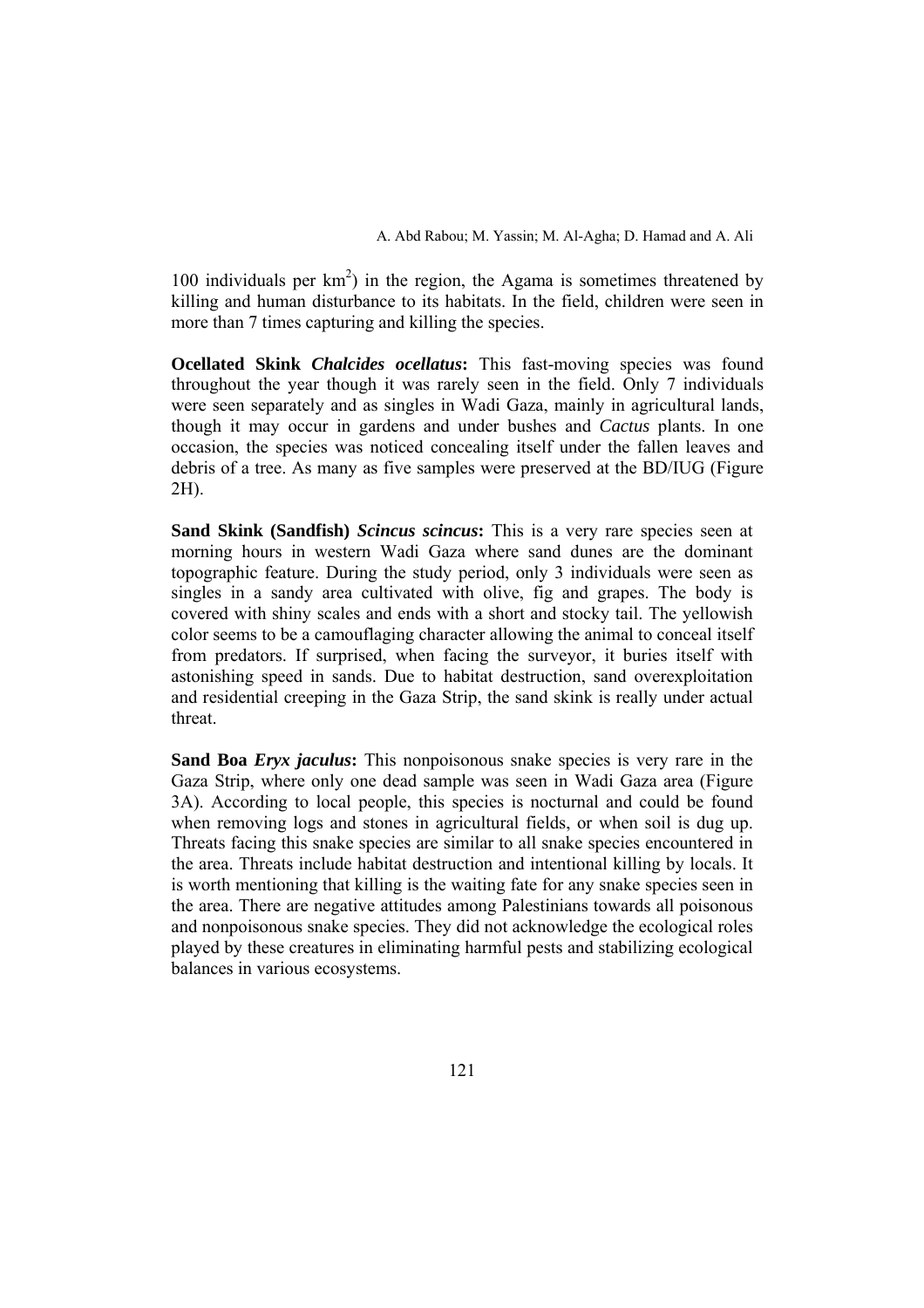100 individuals per $km^2$) in the region, the Agama is sometimes threatened by killing and human disturbance to its habitats. In the field, children were seen in more than 7 times capturing and killing the species.

**Ocellated Skink *Chalcides ocellatus*:** This fast-moving species was found throughout the year though it was rarely seen in the field. Only 7 individuals were seen separately and as singles in Wadi Gaza, mainly in agricultural lands, though it may occur in gardens and under bushes and *Cactus* plants. In one occasion, the species was noticed concealing itself under the fallen leaves and debris of a tree. As many as five samples were preserved at the BD/IUG (Figure 2H).

**Sand Skink (Sandfish) *Scincus scincus*:** This is a very rare species seen at morning hours in western Wadi Gaza where sand dunes are the dominant topographic feature. During the study period, only 3 individuals were seen as singles in a sandy area cultivated with olive, fig and grapes. The body is covered with shiny scales and ends with a short and stocky tail. The yellowish color seems to be a camouflaging character allowing the animal to conceal itself from predators. If surprised, when facing the surveyor, it buries itself with astonishing speed in sands. Due to habitat destruction, sand overexploitation and residential creeping in the Gaza Strip, the sand skink is really under actual threat.

**Sand Boa *Eryx jaculus*:** This nonpoisonous snake species is very rare in the Gaza Strip, where only one dead sample was seen in Wadi Gaza area (Figure 3A). According to local people, this species is nocturnal and could be found when removing logs and stones in agricultural fields, or when soil is dug up. Threats facing this snake species are similar to all snake species encountered in the area. Threats include habitat destruction and intentional killing by locals. It is worth mentioning that killing is the waiting fate for any snake species seen in the area. There are negative attitudes among Palestinians towards all poisonous and nonpoisonous snake species. They did not acknowledge the ecological roles played by these creatures in eliminating harmful pests and stabilizing ecological balances in various ecosystems.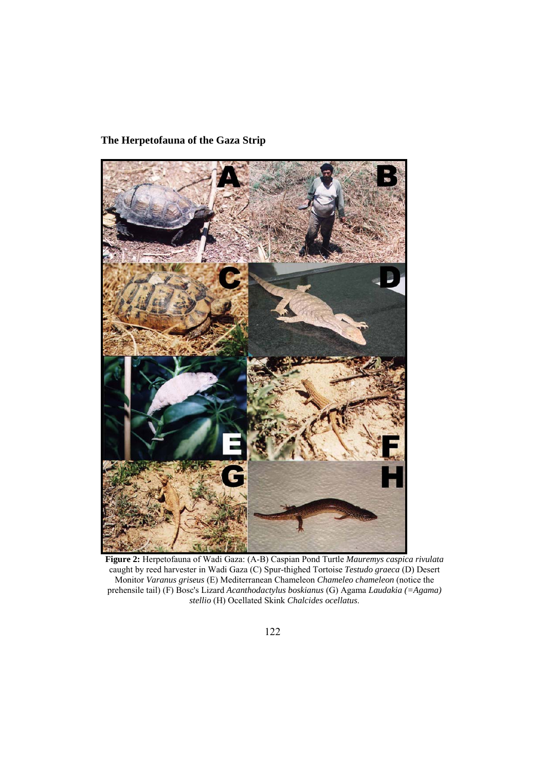**Figure 2:** Herpetofauna of Wadi Gaza: (A-B) Caspian Pond Turtle *Mauremys caspica rivulata* caught by reed harvester in Wadi Gaza (C) Spur-thighed Tortoise *Testudo graeca* (D) Desert Monitor *Varanus griseus* (E) Mediterranean Chameleon *Chameleo chameleon* (notice the prehensile tail) (F) Bosc's Lizard *Acanthodactylus boskianus* (G) Agama *Laudakia (=Agama) stellio* (H) Ocellated Skink *Chalcides ocellatus*.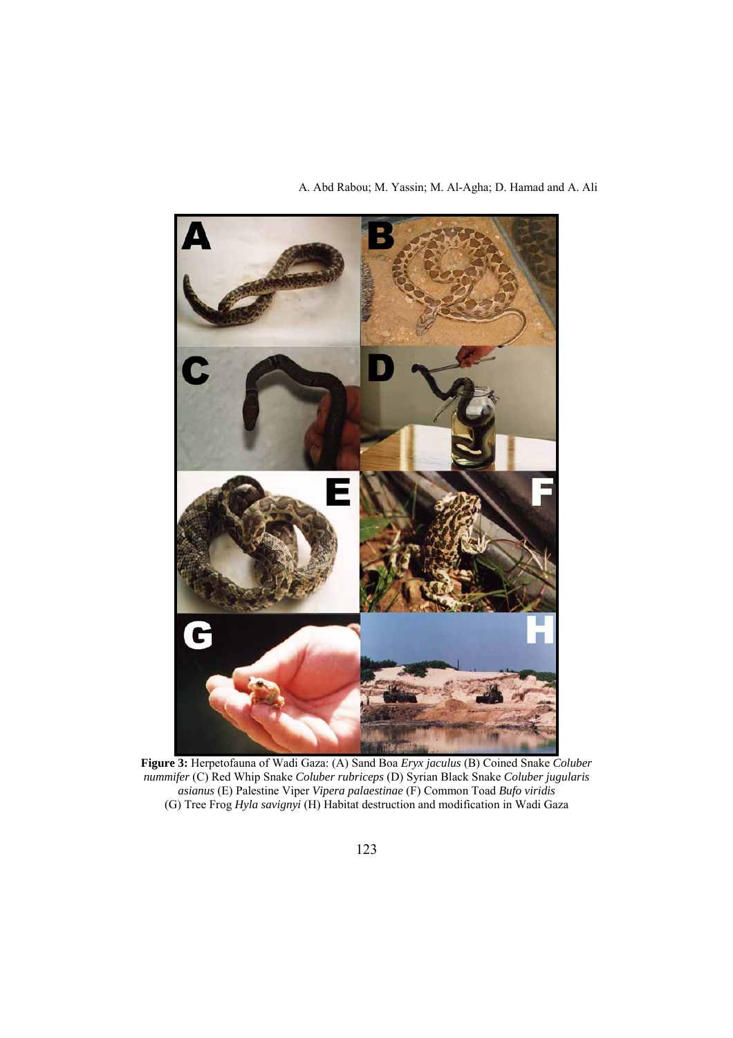**Figure 3:** Herpetofauna of Wadi Gaza: (A) Sand Boa *Eryx jaculus* (B) Coined Snake *Coluber nummifer* (C) Red Whip Snake *Coluber rubriceps* (D) Syrian Black Snake *Coluber jugularis asianus* (E) Palestine Viper *Vipera palaestinae* (F) Common Toad *Bufo viridis* (G) Tree Frog *Hyla savignyi* (H) Habitat destruction and modification in Wadi Gaza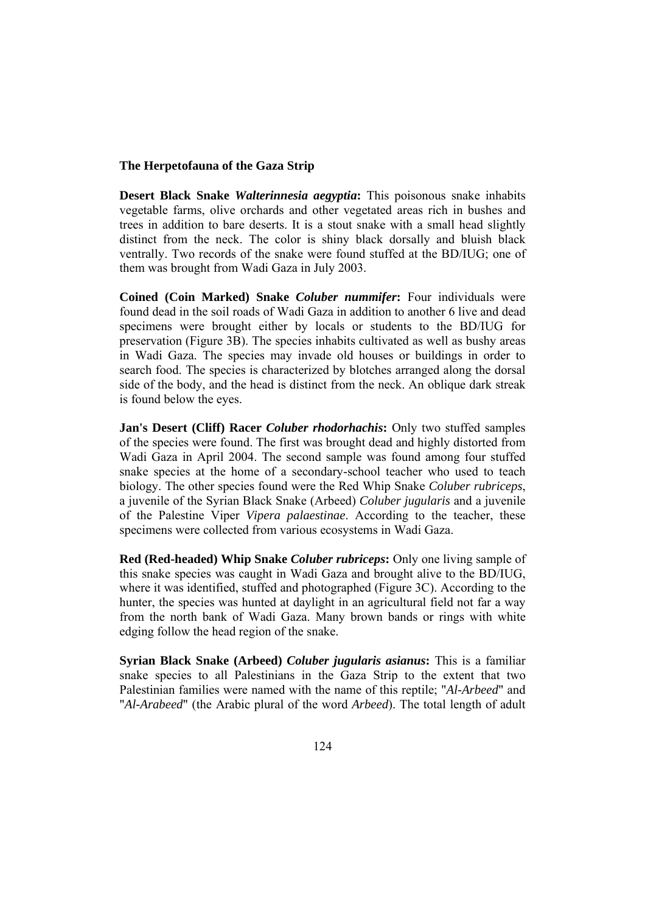**The Herpetofauna of the Gaza Strip**

**Desert Black Snake *Walterinnesia aegyptia*:** This poisonous snake inhabits vegetable farms, olive orchards and other vegetated areas rich in bushes and trees in addition to bare deserts. It is a stout snake with a small head slightly distinct from the neck. The color is shiny black dorsally and bluish black ventrally. Two records of the snake were found stuffed at the BD/IUG; one of them was brought from Wadi Gaza in July 2003.

**Coined (Coin Marked) Snake *Coluber nummifer*:** Four individuals were found dead in the soil roads of Wadi Gaza in addition to another 6 live and dead specimens were brought either by locals or students to the BD/IUG for preservation (Figure 3B). The species inhabits cultivated as well as bushy areas in Wadi Gaza. The species may invade old houses or buildings in order to search food. The species is characterized by blotches arranged along the dorsal side of the body, and the head is distinct from the neck. An oblique dark streak is found below the eyes.

**Jan's Desert (Cliff) Racer *Coluber rhodorhachis*:** Only two stuffed samples of the species were found. The first was brought dead and highly distorted from Wadi Gaza in April 2004. The second sample was found among four stuffed snake species at the home of a secondary-school teacher who used to teach biology. The other species found were the Red Whip Snake *Coluber rubriceps*, a juvenile of the Syrian Black Snake (Arbeed) *Coluber jugularis* and a juvenile of the Palestine Viper *Vipera palaestinae*. According to the teacher, these specimens were collected from various ecosystems in Wadi Gaza.

**Red (Red-headed) Whip Snake *Coluber rubriceps*:** Only one living sample of this snake species was caught in Wadi Gaza and brought alive to the BD/IUG, where it was identified, stuffed and photographed (Figure 3C). According to the hunter, the species was hunted at daylight in an agricultural field not far a way from the north bank of Wadi Gaza. Many brown bands or rings with white edging follow the head region of the snake.

**Syrian Black Snake (Arbeed) *Coluber jugularis asianus*:** This is a familiar snake species to all Palestinians in the Gaza Strip to the extent that two Palestinian families were named with the name of this reptile; "*Al-Arbeed*" and "*Al-Arabeed*" (the Arabic plural of the word *Arbeed*). The total length of adult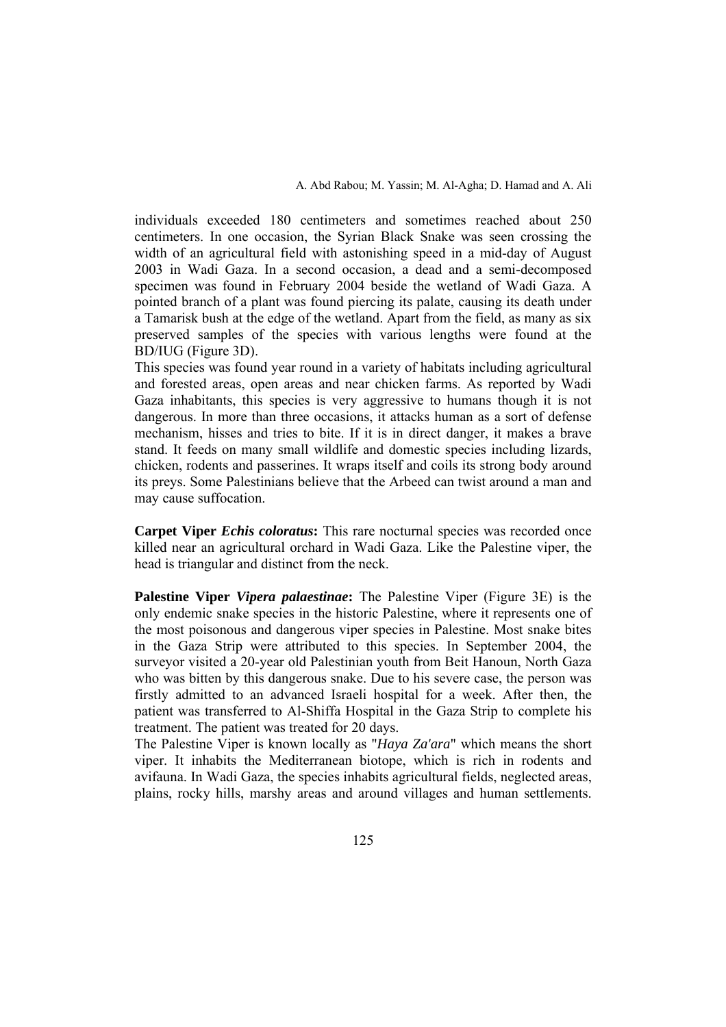individuals exceeded 180 centimeters and sometimes reached about 250 centimeters. In one occasion, the Syrian Black Snake was seen crossing the width of an agricultural field with astonishing speed in a mid-day of August 2003 in Wadi Gaza. In a second occasion, a dead and a semi-decomposed specimen was found in February 2004 beside the wetland of Wadi Gaza. A pointed branch of a plant was found piercing its palate, causing its death under a Tamarisk bush at the edge of the wetland. Apart from the field, as many as six preserved samples of the species with various lengths were found at the BD/IUG (Figure 3D).

This species was found year round in a variety of habitats including agricultural and forested areas, open areas and near chicken farms. As reported by Wadi Gaza inhabitants, this species is very aggressive to humans though it is not dangerous. In more than three occasions, it attacks human as a sort of defense mechanism, hisses and tries to bite. If it is in direct danger, it makes a brave stand. It feeds on many small wildlife and domestic species including lizards, chicken, rodents and passerines. It wraps itself and coils its strong body around its preys. Some Palestinians believe that the Arbeed can twist around a man and may cause suffocation.

**Carpet Viper *Echis coloratus*:** This rare nocturnal species was recorded once killed near an agricultural orchard in Wadi Gaza. Like the Palestine viper, the head is triangular and distinct from the neck.

**Palestine Viper *Vipera palaestinae*:** The Palestine Viper (Figure 3E) is the only endemic snake species in the historic Palestine, where it represents one of the most poisonous and dangerous viper species in Palestine. Most snake bites in the Gaza Strip were attributed to this species. In September 2004, the surveyor visited a 20-year old Palestinian youth from Beit Hanoun, North Gaza who was bitten by this dangerous snake. Due to his severe case, the person was firstly admitted to an advanced Israeli hospital for a week. After then, the patient was transferred to Al-Shiffa Hospital in the Gaza Strip to complete his treatment. The patient was treated for 20 days.

The Palestine Viper is known locally as "*Haya Za'ara*" which means the short viper. It inhabits the Mediterranean biotope, which is rich in rodents and avifauna. In Wadi Gaza, the species inhabits agricultural fields, neglected areas, plains, rocky hills, marshy areas and around villages and human settlements.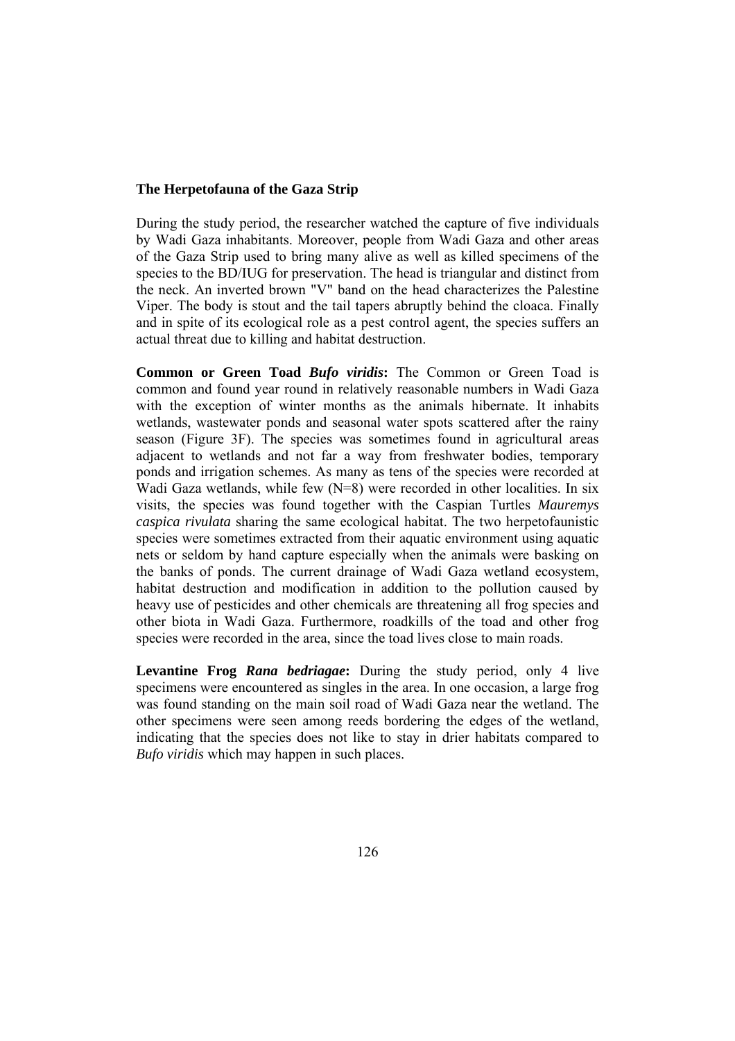**The Herpetofauna of the Gaza Strip**

During the study period, the researcher watched the capture of five individuals by Wadi Gaza inhabitants. Moreover, people from Wadi Gaza and other areas of the Gaza Strip used to bring many alive as well as killed specimens of the species to the BD/IUG for preservation. The head is triangular and distinct from the neck. An inverted brown "V" band on the head characterizes the Palestine Viper. The body is stout and the tail tapers abruptly behind the cloaca. Finally and in spite of its ecological role as a pest control agent, the species suffers an actual threat due to killing and habitat destruction.

**Common or Green Toad *Bufo viridis*:** The Common or Green Toad is common and found year round in relatively reasonable numbers in Wadi Gaza with the exception of winter months as the animals hibernate. It inhabits wetlands, wastewater ponds and seasonal water spots scattered after the rainy season (Figure 3F). The species was sometimes found in agricultural areas adjacent to wetlands and not far a way from freshwater bodies, temporary ponds and irrigation schemes. As many as tens of the species were recorded at Wadi Gaza wetlands, while few (N=8) were recorded in other localities. In six visits, the species was found together with the Caspian Turtles *Mauremys caspica rivulata* sharing the same ecological habitat. The two herpetofaunistic species were sometimes extracted from their aquatic environment using aquatic nets or seldom by hand capture especially when the animals were basking on the banks of ponds. The current drainage of Wadi Gaza wetland ecosystem, habitat destruction and modification in addition to the pollution caused by heavy use of pesticides and other chemicals are threatening all frog species and other biota in Wadi Gaza. Furthermore, roadkills of the toad and other frog species were recorded in the area, since the toad lives close to main roads.

**Levantine Frog *Rana bedriagae*:** During the study period, only 4 live specimens were encountered as singles in the area. In one occasion, a large frog was found standing on the main soil road of Wadi Gaza near the wetland. The other specimens were seen among reeds bordering the edges of the wetland, indicating that the species does not like to stay in drier habitats compared to *Bufo viridis* which may happen in such places.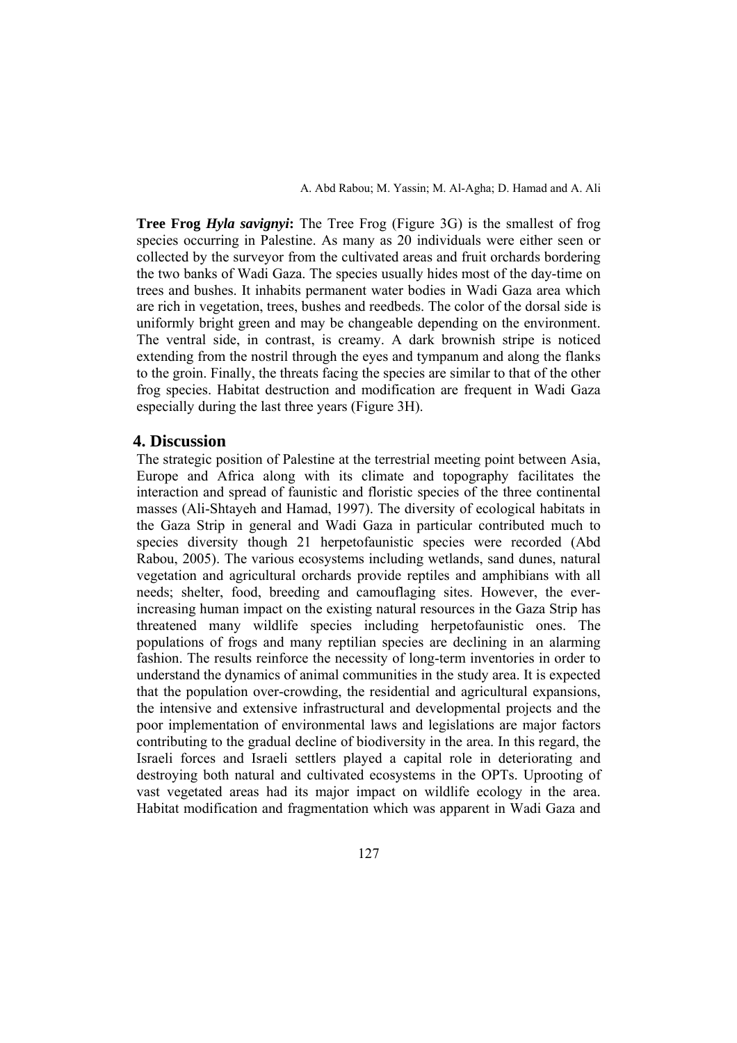**Tree Frog *Hyla savignyi*:** The Tree Frog (Figure 3G) is the smallest of frog species occurring in Palestine. As many as 20 individuals were either seen or collected by the surveyor from the cultivated areas and fruit orchards bordering the two banks of Wadi Gaza. The species usually hides most of the day-time on trees and bushes. It inhabits permanent water bodies in Wadi Gaza area which are rich in vegetation, trees, bushes and reedbeds. The color of the dorsal side is uniformly bright green and may be changeable depending on the environment. The ventral side, in contrast, is creamy. A dark brownish stripe is noticed extending from the nostril through the eyes and tympanum and along the flanks to the groin. Finally, the threats facing the species are similar to that of the other frog species. Habitat destruction and modification are frequent in Wadi Gaza especially during the last three years (Figure 3H).

## 4. Discussion

The strategic position of Palestine at the terrestrial meeting point between Asia, Europe and Africa along with its climate and topography facilitates the interaction and spread of faunistic and floristic species of the three continental masses (Ali-Shtayeh and Hamad, 1997). The diversity of ecological habitats in the Gaza Strip in general and Wadi Gaza in particular contributed much to species diversity though 21 herpetofaunistic species were recorded (Abd Rabou, 2005). The various ecosystems including wetlands, sand dunes, natural vegetation and agricultural orchards provide reptiles and amphibians with all needs; shelter, food, breeding and camouflaging sites. However, the ever-increasing human impact on the existing natural resources in the Gaza Strip has threatened many wildlife species including herpetofaunistic ones. The populations of frogs and many reptilian species are declining in an alarming fashion. The results reinforce the necessity of long-term inventories in order to understand the dynamics of animal communities in the study area. It is expected that the population over-crowding, the residential and agricultural expansions, the intensive and extensive infrastructural and developmental projects and the poor implementation of environmental laws and legislations are major factors contributing to the gradual decline of biodiversity in the area. In this regard, the Israeli forces and Israeli settlers played a capital role in deteriorating and destroying both natural and cultivated ecosystems in the OPTs. Uprooting of vast vegetated areas had its major impact on wildlife ecology in the area. Habitat modification and fragmentation which was apparent in Wadi Gaza and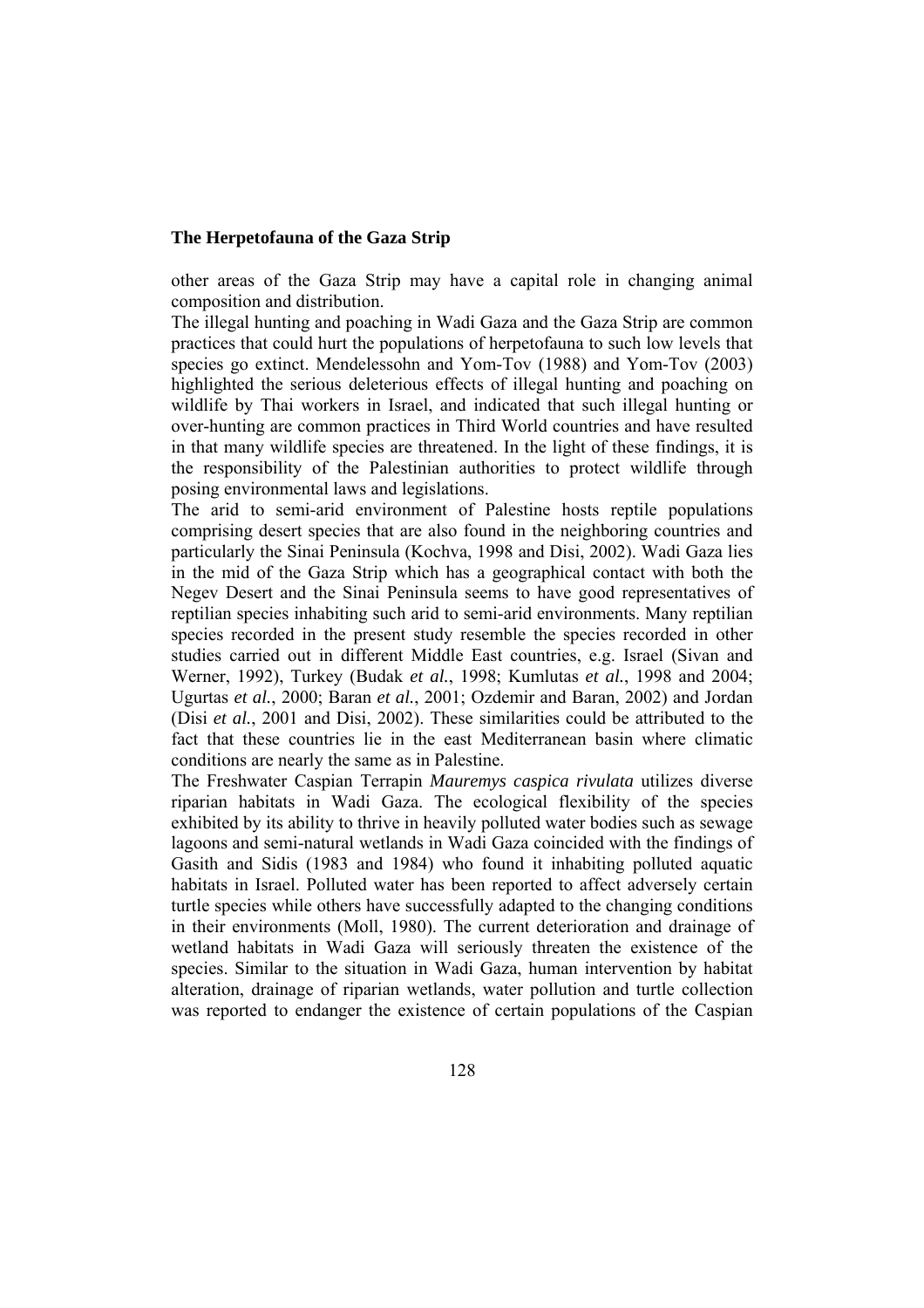other areas of the Gaza Strip may have a capital role in changing animal composition and distribution.

The illegal hunting and poaching in Wadi Gaza and the Gaza Strip are common practices that could hurt the populations of herpetofauna to such low levels that species go extinct. Mendelessohn and Yom-Tov (1988) and Yom-Tov (2003) highlighted the serious deleterious effects of illegal hunting and poaching on wildlife by Thai workers in Israel, and indicated that such illegal hunting or over-hunting are common practices in Third World countries and have resulted in that many wildlife species are threatened. In the light of these findings, it is the responsibility of the Palestinian authorities to protect wildlife through posing environmental laws and legislations.

The arid to semi-arid environment of Palestine hosts reptile populations comprising desert species that are also found in the neighboring countries and particularly the Sinai Peninsula (Kochva, 1998 and Disi, 2002). Wadi Gaza lies in the mid of the Gaza Strip which has a geographical contact with both the Negev Desert and the Sinai Peninsula seems to have good representatives of reptilian species inhabiting such arid to semi-arid environments. Many reptilian species recorded in the present study resemble the species recorded in other studies carried out in different Middle East countries, e.g. Israel (Sivan and Werner, 1992), Turkey (Budak *et al.*, 1998; Kumlutas *et al.*, 1998 and 2004; Ugurtas *et al.*, 2000; Baran *et al.*, 2001; Ozdemir and Baran, 2002) and Jordan (Disi *et al.*, 2001 and Disi, 2002). These similarities could be attributed to the fact that these countries lie in the east Mediterranean basin where climatic conditions are nearly the same as in Palestine.

The Freshwater Caspian Terrapin *Mauremys caspica rivulata* utilizes diverse riparian habitats in Wadi Gaza. The ecological flexibility of the species exhibited by its ability to thrive in heavily polluted water bodies such as sewage lagoons and semi-natural wetlands in Wadi Gaza coincided with the findings of Gasith and Sidis (1983 and 1984) who found it inhabiting polluted aquatic habitats in Israel. Polluted water has been reported to affect adversely certain turtle species while others have successfully adapted to the changing conditions in their environments (Moll, 1980). The current deterioration and drainage of wetland habitats in Wadi Gaza will seriously threaten the existence of the species. Similar to the situation in Wadi Gaza, human intervention by habitat alteration, drainage of riparian wetlands, water pollution and turtle collection was reported to endanger the existence of certain populations of the Caspian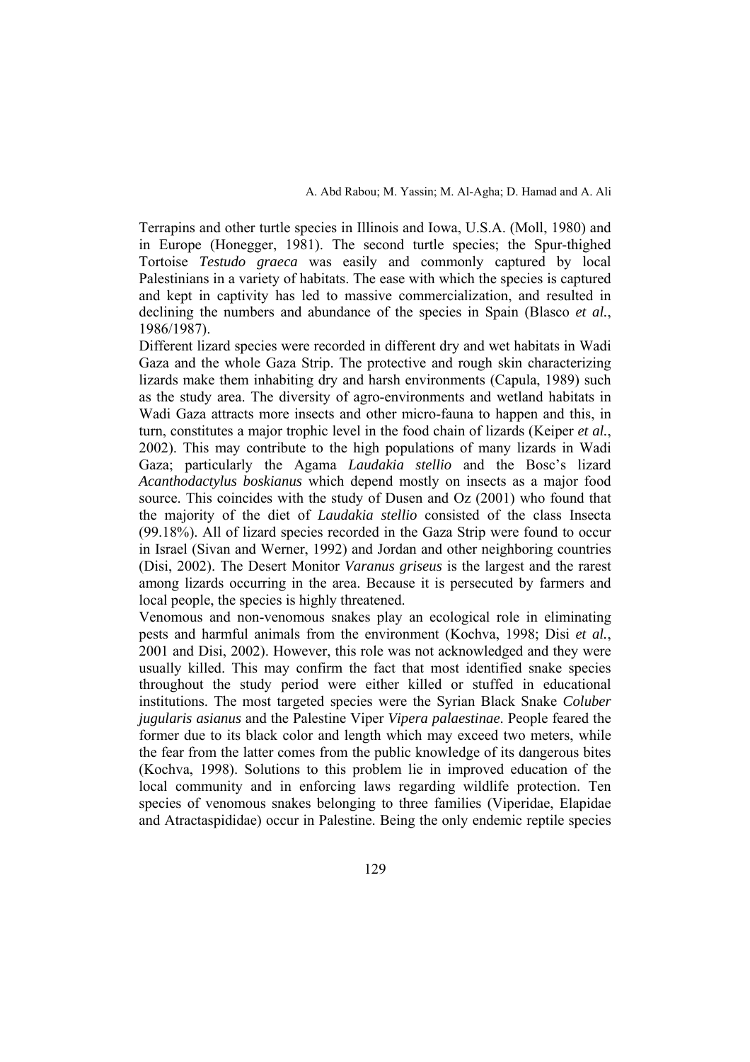Terrapins and other turtle species in Illinois and Iowa, U.S.A. (Moll, 1980) and in Europe (Honegger, 1981). The second turtle species; the Spur-thighed Tortoise *Testudo graeca* was easily and commonly captured by local Palestinians in a variety of habitats. The ease with which the species is captured and kept in captivity has led to massive commercialization, and resulted in declining the numbers and abundance of the species in Spain (Blasco *et al.*, 1986/1987).

Different lizard species were recorded in different dry and wet habitats in Wadi Gaza and the whole Gaza Strip. The protective and rough skin characterizing lizards make them inhabiting dry and harsh environments (Capula, 1989) such as the study area. The diversity of agro-environments and wetland habitats in Wadi Gaza attracts more insects and other micro-fauna to happen and this, in turn, constitutes a major trophic level in the food chain of lizards (Keiper *et al.*, 2002). This may contribute to the high populations of many lizards in Wadi Gaza; particularly the Agama *Laudakia stellio* and the Bosc's lizard *Acanthodactylus boskianus* which depend mostly on insects as a major food source. This coincides with the study of Dusen and Oz (2001) who found that the majority of the diet of *Laudakia stellio* consisted of the class Insecta (99.18%). All of lizard species recorded in the Gaza Strip were found to occur in Israel (Sivan and Werner, 1992) and Jordan and other neighboring countries (Disi, 2002). The Desert Monitor *Varanus griseus* is the largest and the rarest among lizards occurring in the area. Because it is persecuted by farmers and local people, the species is highly threatened.

Venomous and non-venomous snakes play an ecological role in eliminating pests and harmful animals from the environment (Kochva, 1998; Disi *et al.*, 2001 and Disi, 2002). However, this role was not acknowledged and they were usually killed. This may confirm the fact that most identified snake species throughout the study period were either killed or stuffed in educational institutions. The most targeted species were the Syrian Black Snake *Coluber jugularis asianus* and the Palestine Viper *Vipera palaestinae*. People feared the former due to its black color and length which may exceed two meters, while the fear from the latter comes from the public knowledge of its dangerous bites (Kochva, 1998). Solutions to this problem lie in improved education of the local community and in enforcing laws regarding wildlife protection. Ten species of venomous snakes belonging to three families (Viperidae, Elapidae and Atractaspididae) occur in Palestine. Being the only endemic reptile species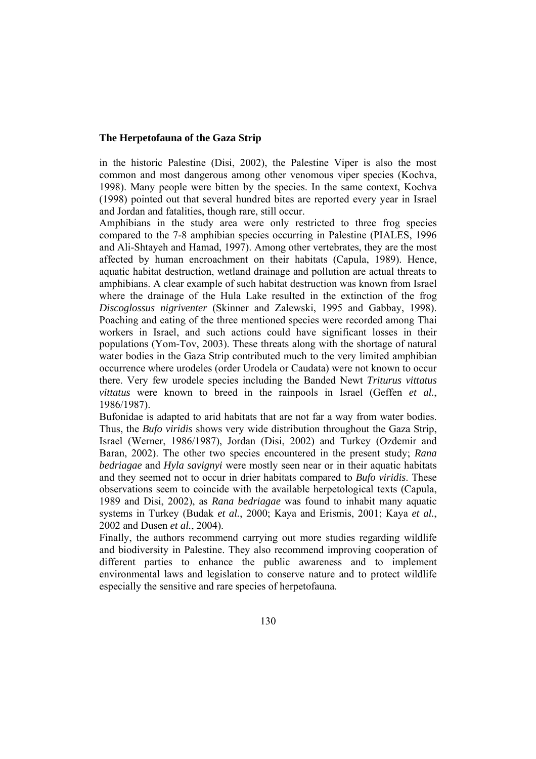in the historic Palestine (Disi, 2002), the Palestine Viper is also the most common and most dangerous among other venomous viper species (Kochva, 1998). Many people were bitten by the species. In the same context, Kochva (1998) pointed out that several hundred bites are reported every year in Israel and Jordan and fatalities, though rare, still occur.

Amphibians in the study area were only restricted to three frog species compared to the 7-8 amphibian species occurring in Palestine (PIALES, 1996 and Ali-Shtayeh and Hamad, 1997). Among other vertebrates, they are the most affected by human encroachment on their habitats (Capula, 1989). Hence, aquatic habitat destruction, wetland drainage and pollution are actual threats to amphibians. A clear example of such habitat destruction was known from Israel where the drainage of the Hula Lake resulted in the extinction of the frog *Discoglossus nigriventer* (Skinner and Zalewski, 1995 and Gabbay, 1998). Poaching and eating of the three mentioned species were recorded among Thai workers in Israel, and such actions could have significant losses in their populations (Yom-Tov, 2003). These threats along with the shortage of natural water bodies in the Gaza Strip contributed much to the very limited amphibian occurrence where urodeles (order Urodela or Caudata) were not known to occur there. Very few urodele species including the Banded Newt *Triturus vittatus vittatus* were known to breed in the rainpools in Israel (Geffen *et al.*, 1986/1987).

Bufonidae is adapted to arid habitats that are not far a way from water bodies. Thus, the *Bufo viridis* shows very wide distribution throughout the Gaza Strip, Israel (Werner, 1986/1987), Jordan (Disi, 2002) and Turkey (Ozdemir and Baran, 2002). The other two species encountered in the present study; *Rana bedriagae* and *Hyla savignyi* were mostly seen near or in their aquatic habitats and they seemed not to occur in drier habitats compared to *Bufo viridis*. These observations seem to coincide with the available herpetological texts (Capula, 1989 and Disi, 2002), as *Rana bedriagae* was found to inhabit many aquatic systems in Turkey (Budak *et al.*, 2000; Kaya and Erismis, 2001; Kaya *et al.*, 2002 and Dusen *et al.*, 2004).

Finally, the authors recommend carrying out more studies regarding wildlife and biodiversity in Palestine. They also recommend improving cooperation of different parties to enhance the public awareness and to implement environmental laws and legislation to conserve nature and to protect wildlife especially the sensitive and rare species of herpetofauna.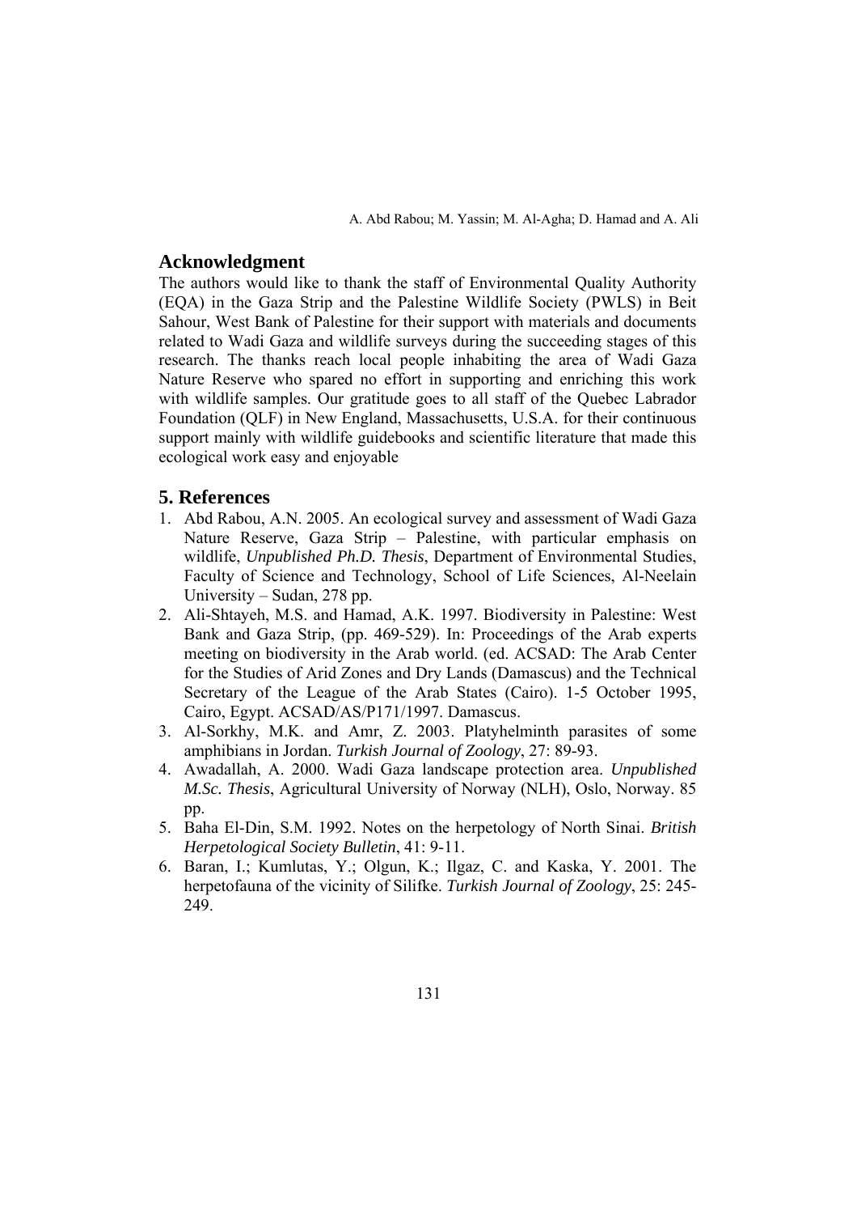## Acknowledgment

The authors would like to thank the staff of Environmental Quality Authority (EQA) in the Gaza Strip and the Palestine Wildlife Society (PWLS) in Beit Sahour, West Bank of Palestine for their support with materials and documents related to Wadi Gaza and wildlife surveys during the succeeding stages of this research. The thanks reach local people inhabiting the area of Wadi Gaza Nature Reserve who spared no effort in supporting and enriching this work with wildlife samples. Our gratitude goes to all staff of the Quebec Labrador Foundation (QLF) in New England, Massachusetts, U.S.A. for their continuous support mainly with wildlife guidebooks and scientific literature that made this ecological work easy and enjoyable

## 5. References

1. Abd Rabou, A.N. 2005. An ecological survey and assessment of Wadi Gaza Nature Reserve, Gaza Strip – Palestine, with particular emphasis on wildlife, *Unpublished Ph.D. Thesis*, Department of Environmental Studies, Faculty of Science and Technology, School of Life Sciences, Al-Neelain University – Sudan, 278 pp.
2. Ali-Shtayeh, M.S. and Hamad, A.K. 1997. Biodiversity in Palestine: West Bank and Gaza Strip, (pp. 469-529). In: Proceedings of the Arab experts meeting on biodiversity in the Arab world. (ed. ACSAD: The Arab Center for the Studies of Arid Zones and Dry Lands (Damascus) and the Technical Secretary of the League of the Arab States (Cairo). 1-5 October 1995, Cairo, Egypt. ACSAD/AS/P171/1997. Damascus.
3. Al-Sorkhy, M.K. and Amr, Z. 2003. Platyhelminth parasites of some amphibians in Jordan. *Turkish Journal of Zoology*, 27: 89-93.
4. Awadallah, A. 2000. Wadi Gaza landscape protection area. *Unpublished M.Sc. Thesis*, Agricultural University of Norway (NLH), Oslo, Norway. 85 pp.
5. Baha El-Din, S.M. 1992. Notes on the herpetology of North Sinai. *British Herpetological Society Bulletin*, 41: 9-11.
6. Baran, I.; Kumlutas, Y.; Olgun, K.; Ilgaz, C. and Kaska, Y. 2001. The herpetofauna of the vicinity of Silifke. *Turkish Journal of Zoology*, 25: 245-249.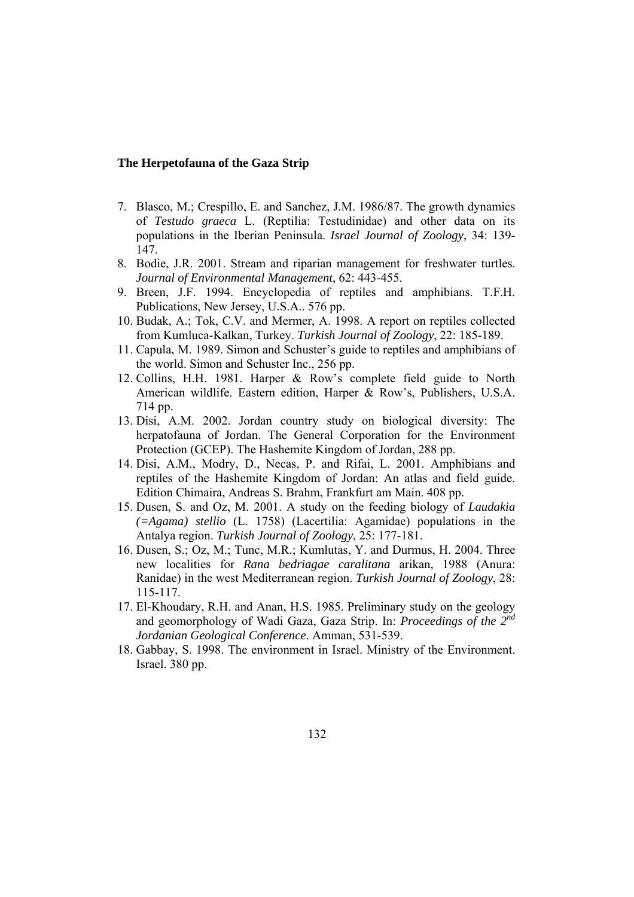7. Blasco, M.; Crespillo, E. and Sanchez, J.M. 1986/87. The growth dynamics of *Testudo graeca* L. (Reptilia: Testudinidae) and other data on its populations in the Iberian Peninsula. *Israel Journal of Zoology*, 34: 139-147.
8. Bodie, J.R. 2001. Stream and riparian management for freshwater turtles. *Journal of Environmental Management*, 62: 443-455.
9. Breen, J.F. 1994. Encyclopedia of reptiles and amphibians. T.F.H. Publications, New Jersey, U.S.A.. 576 pp.
10. Budak, A.; Tok, C.V. and Mermer, A. 1998. A report on reptiles collected from Kumluca-Kalkan, Turkey. *Turkish Journal of Zoology*, 22: 185-189.
11. Capula, M. 1989. Simon and Schuster's guide to reptiles and amphibians of the world. Simon and Schuster Inc., 256 pp.
12. Collins, H.H. 1981. Harper & Row's complete field guide to North American wildlife. Eastern edition, Harper & Row's, Publishers, U.S.A. 714 pp.
13. Disi, A.M. 2002. Jordan country study on biological diversity: The herpatofauna of Jordan. The General Corporation for the Environment Protection (GCEP). The Hashemite Kingdom of Jordan, 288 pp.
14. Disi, A.M., Modry, D., Necas, P. and Rifai, L. 2001. Amphibians and reptiles of the Hashemite Kingdom of Jordan: An atlas and field guide. Edition Chimaira, Andreas S. Brahm, Frankfurt am Main. 408 pp.
15. Dusen, S. and Oz, M. 2001. A study on the feeding biology of *Laudakia (=Agama) stellio* (L. 1758) (Lacertilia: Agamidae) populations in the Antalya region. *Turkish Journal of Zoology*, 25: 177-181.
16. Dusen, S.; Oz, M.; Tunc, M.R.; Kumlutas, Y. and Durmus, H. 2004. Three new localities for *Rana bedriagae caralitana* arikan, 1988 (Anura: Ranidae) in the west Mediterranean region. *Turkish Journal of Zoology*, 28: 115-117.
17. El-Khoudary, R.H. and Anan, H.S. 1985. Preliminary study on the geology and geomorphology of Wadi Gaza, Gaza Strip. In: *Proceedings of the 2nd Jordanian Geological Conference*. Amman, 531-539.
18. Gabbay, S. 1998. The environment in Israel. Ministry of the Environment. Israel. 380 pp.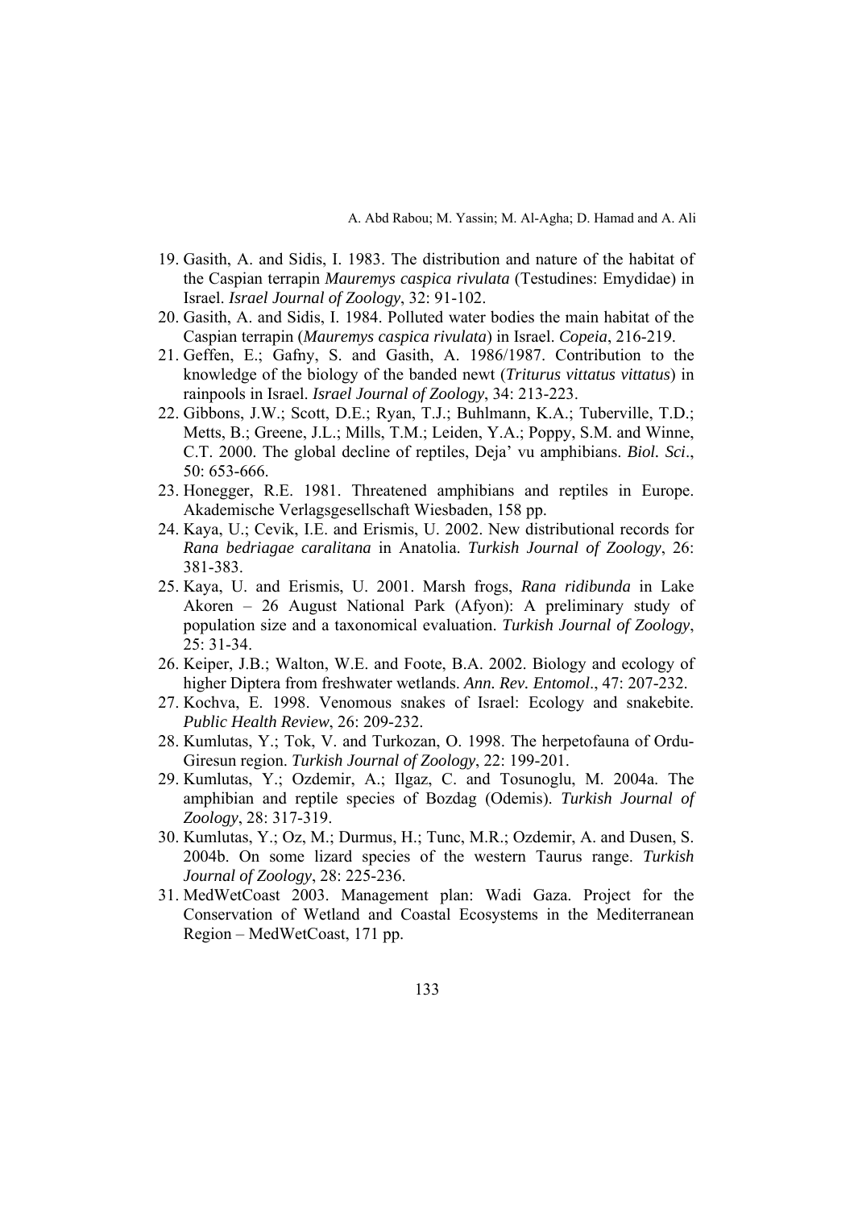19. Gasith, A. and Sidis, I. 1983. The distribution and nature of the habitat of the Caspian terrapin *Mauremys caspica rivulata* (Testudines: Emydidae) in Israel. *Israel Journal of Zoology*, 32: 91-102.
20. Gasith, A. and Sidis, I. 1984. Polluted water bodies the main habitat of the Caspian terrapin (*Mauremys caspica rivulata*) in Israel. *Copeia*, 216-219.
21. Geffen, E.; Gafny, S. and Gasith, A. 1986/1987. Contribution to the knowledge of the biology of the banded newt (*Triturus vittatus vittatus*) in rainpools in Israel. *Israel Journal of Zoology*, 34: 213-223.
22. Gibbons, J.W.; Scott, D.E.; Ryan, T.J.; Buhlmann, K.A.; Tuberville, T.D.; Metts, B.; Greene, J.L.; Mills, T.M.; Leiden, Y.A.; Poppy, S.M. and Winne, C.T. 2000. The global decline of reptiles, Deja' vu amphibians. *Biol. Sci*., 50: 653-666.
23. Honegger, R.E. 1981. Threatened amphibians and reptiles in Europe. Akademische Verlagsgesellschaft Wiesbaden, 158 pp.
24. Kaya, U.; Cevik, I.E. and Erismis, U. 2002. New distributional records for *Rana bedriagae caralitana* in Anatolia. *Turkish Journal of Zoology*, 26: 381-383.
25. Kaya, U. and Erismis, U. 2001. Marsh frogs, *Rana ridibunda* in Lake Akoren – 26 August National Park (Afyon): A preliminary study of population size and a taxonomical evaluation. *Turkish Journal of Zoology*, 25: 31-34.
26. Keiper, J.B.; Walton, W.E. and Foote, B.A. 2002. Biology and ecology of higher Diptera from freshwater wetlands. *Ann. Rev. Entomol*., 47: 207-232.
27. Kochva, E. 1998. Venomous snakes of Israel: Ecology and snakebite. *Public Health Review*, 26: 209-232.
28. Kumlutas, Y.; Tok, V. and Turkozan, O. 1998. The herpetofauna of Ordu-Giresun region. *Turkish Journal of Zoology*, 22: 199-201.
29. Kumlutas, Y.; Ozdemir, A.; Ilgaz, C. and Tosunoglu, M. 2004a. The amphibian and reptile species of Bozdag (Odemis). *Turkish Journal of Zoology*, 28: 317-319.
30. Kumlutas, Y.; Oz, M.; Durmus, H.; Tunc, M.R.; Ozdemir, A. and Dusen, S. 2004b. On some lizard species of the western Taurus range. *Turkish Journal of Zoology*, 28: 225-236.
31. MedWetCoast 2003. Management plan: Wadi Gaza. Project for the Conservation of Wetland and Coastal Ecosystems in the Mediterranean Region – MedWetCoast, 171 pp.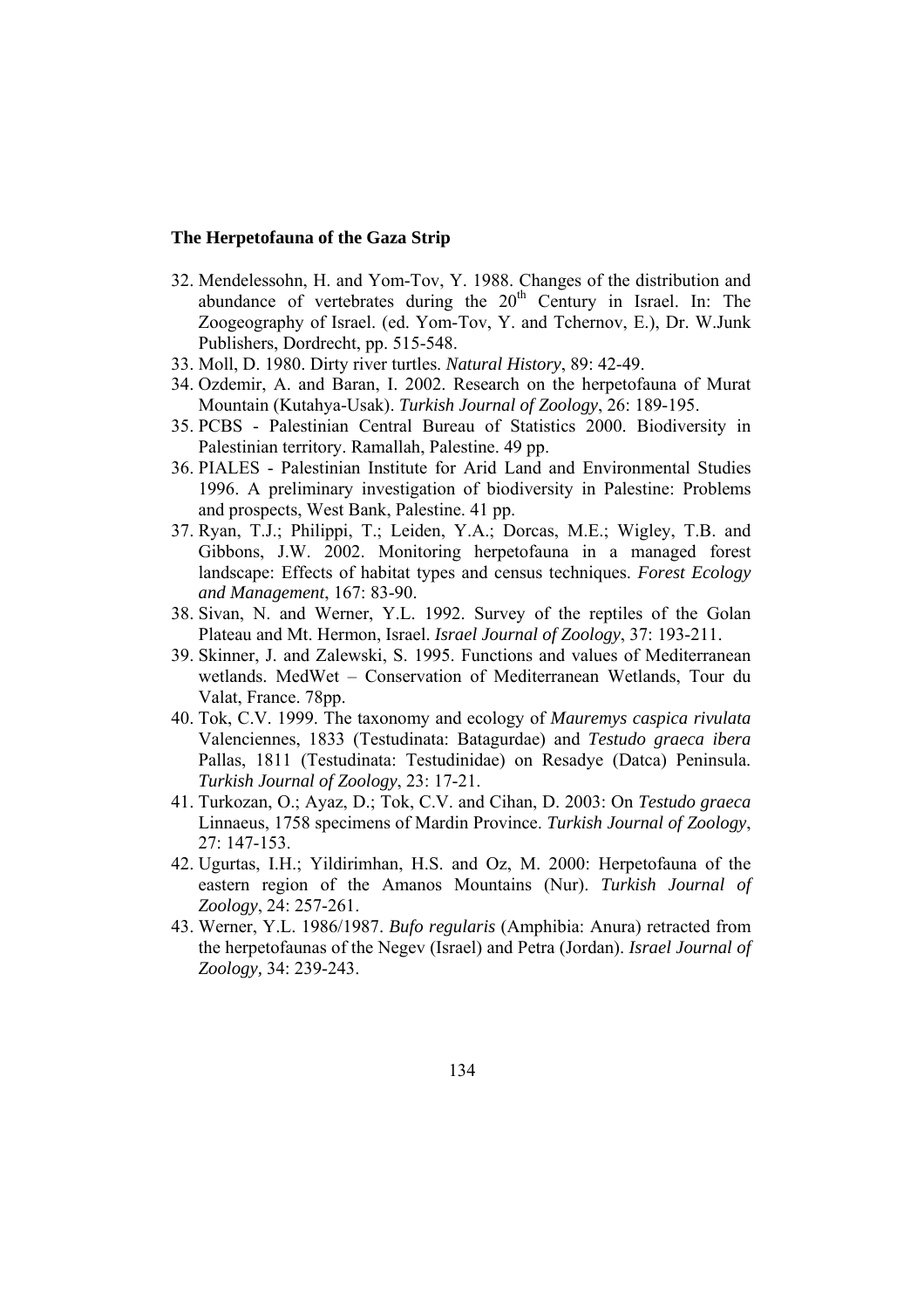32. Mendelessohn, H. and Yom-Tov, Y. 1988. Changes of the distribution and abundance of vertebrates during the 20th Century in Israel. In: The Zoogeography of Israel. (ed. Yom-Tov, Y. and Tchernov, E.), Dr. W.Junk Publishers, Dordrecht, pp. 515-548.
33. Moll, D. 1980. Dirty river turtles. *Natural History*, 89: 42-49.
34. Ozdemir, A. and Baran, I. 2002. Research on the herpetofauna of Murat Mountain (Kutahya-Usak). *Turkish Journal of Zoology*, 26: 189-195.
35. PCBS - Palestinian Central Bureau of Statistics 2000. Biodiversity in Palestinian territory. Ramallah, Palestine. 49 pp.
36. PIALES - Palestinian Institute for Arid Land and Environmental Studies 1996. A preliminary investigation of biodiversity in Palestine: Problems and prospects, West Bank, Palestine. 41 pp.
37. Ryan, T.J.; Philippi, T.; Leiden, Y.A.; Dorcas, M.E.; Wigley, T.B. and Gibbons, J.W. 2002. Monitoring herpetofauna in a managed forest landscape: Effects of habitat types and census techniques. *Forest Ecology and Management*, 167: 83-90.
38. Sivan, N. and Werner, Y.L. 1992. Survey of the reptiles of the Golan Plateau and Mt. Hermon, Israel. *Israel Journal of Zoology*, 37: 193-211.
39. Skinner, J. and Zalewski, S. 1995. Functions and values of Mediterranean wetlands. MedWet – Conservation of Mediterranean Wetlands, Tour du Valat, France. 78pp.
40. Tok, C.V. 1999. The taxonomy and ecology of *Mauremys caspica rivulata* Valenciennes, 1833 (Testudinata: Batagurdae) and *Testudo graeca ibera* Pallas, 1811 (Testudinata: Testudinidae) on Resadye (Datca) Peninsula. *Turkish Journal of Zoology*, 23: 17-21.
41. Turkozan, O.; Ayaz, D.; Tok, C.V. and Cihan, D. 2003: On *Testudo graeca* Linnaeus, 1758 specimens of Mardin Province. *Turkish Journal of Zoology*, 27: 147-153.
42. Ugurtas, I.H.; Yildirimhan, H.S. and Oz, M. 2000: Herpetofauna of the eastern region of the Amanos Mountains (Nur). *Turkish Journal of Zoology*, 24: 257-261.
43. Werner, Y.L. 1986/1987. *Bufo regularis* (Amphibia: Anura) retracted from the herpetofaunas of the Negev (Israel) and Petra (Jordan). *Israel Journal of Zoology*, 34: 239-243.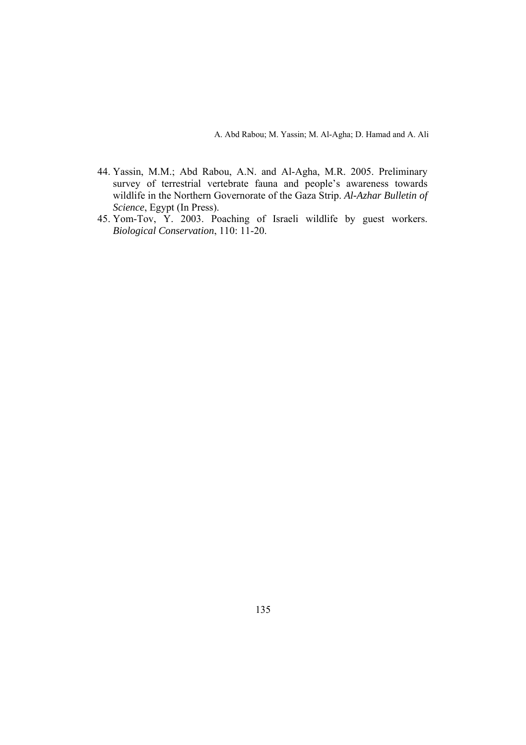44. Yassin, M.M.; Abd Rabou, A.N. and Al-Agha, M.R. 2005. Preliminary survey of terrestrial vertebrate fauna and people's awareness towards wildlife in the Northern Governorate of the Gaza Strip. *Al-Azhar Bulletin of Science*, Egypt (In Press).
45. Yom-Tov, Y. 2003. Poaching of Israeli wildlife by guest workers. *Biological Conservation*, 110: 11-20.